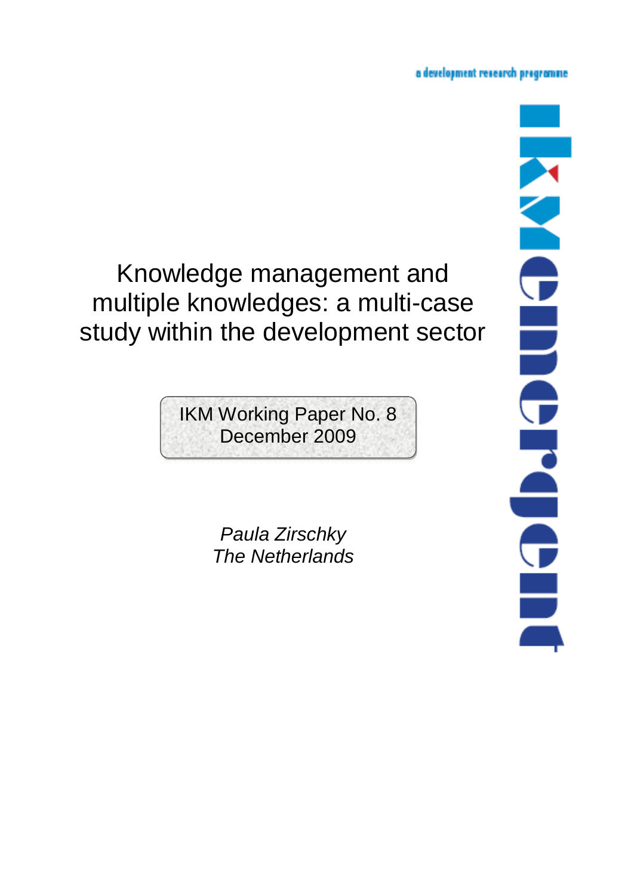a development research programme

# Knowledge management and multiple knowledges: a multi-case study within the development sector

IKM Working Paper No. 8
December 2009

*Paula Zirschky*
*The Netherlands*

ikmemergent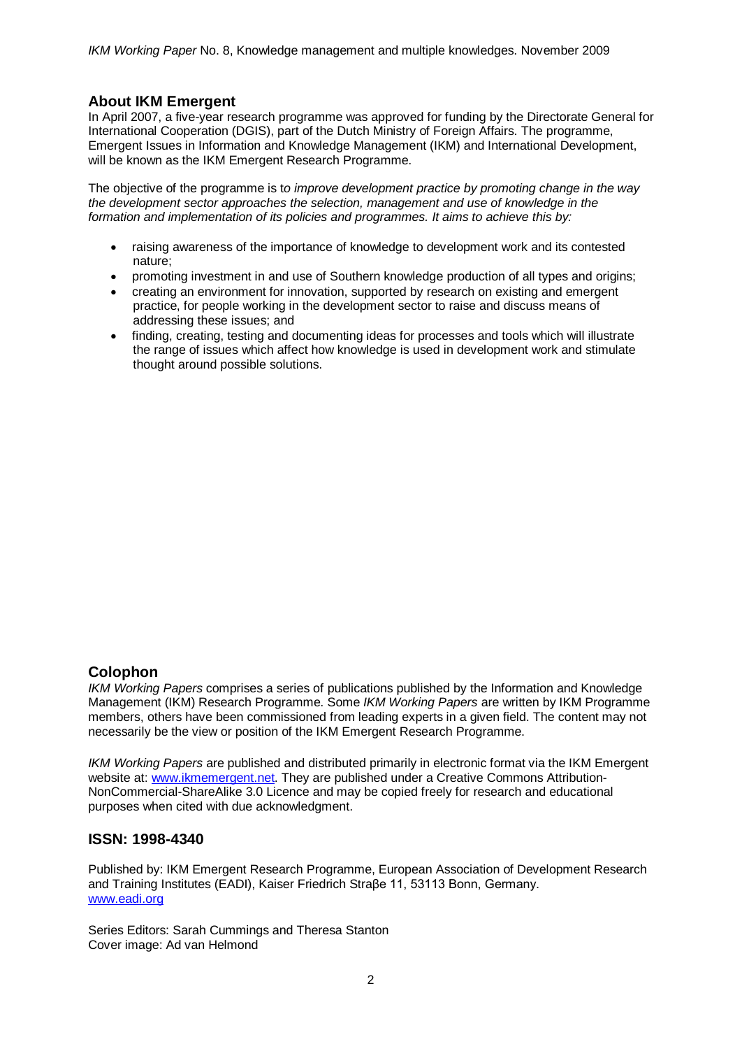## About IKM Emergent

In April 2007, a five-year research programme was approved for funding by the Directorate General for International Cooperation (DGIS), part of the Dutch Ministry of Foreign Affairs. The programme, Emergent Issues in Information and Knowledge Management (IKM) and International Development, will be known as the IKM Emergent Research Programme.

The objective of the programme is t*o improve development practice by promoting change in the way the development sector approaches the selection, management and use of knowledge in the formation and implementation of its policies and programmes. It aims to achieve this by:*

- raising awareness of the importance of knowledge to development work and its contested nature;
- promoting investment in and use of Southern knowledge production of all types and origins;
- creating an environment for innovation, supported by research on existing and emergent practice, for people working in the development sector to raise and discuss means of addressing these issues; and
- finding, creating, testing and documenting ideas for processes and tools which will illustrate the range of issues which affect how knowledge is used in development work and stimulate thought around possible solutions.

## Colophon

*IKM Working Papers* comprises a series of publications published by the Information and Knowledge Management (IKM) Research Programme. Some *IKM Working Papers* are written by IKM Programme members, others have been commissioned from leading experts in a given field. The content may not necessarily be the view or position of the IKM Emergent Research Programme.

*IKM Working Papers* are published and distributed primarily in electronic format via the IKM Emergent website at: www.ikmemergent.net. They are published under a Creative Commons Attribution-NonCommercial-ShareAlike 3.0 Licence and may be copied freely for research and educational purposes when cited with due acknowledgment.

## ISSN: 1998-4340

Published by: IKM Emergent Research Programme, European Association of Development Research and Training Institutes (EADI), Kaiser Friedrich Straβe 11, 53113 Bonn, Germany.
www.eadi.org

Series Editors: Sarah Cummings and Theresa Stanton
Cover image: Ad van Helmond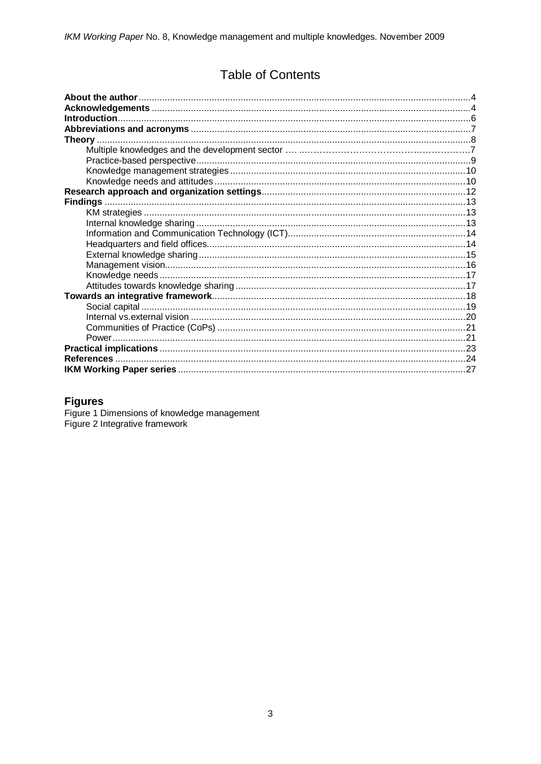# Table of Contents

**About the author** .....4
**Acknowledgements** .....4
**Introduction** .....6
**Abbreviations and acronyms** .....7
**Theory** .....8
- Multiple knowledges and the development sector .....7
- Practice-based perspective .....9
- Knowledge management strategies .....10
- Knowledge needs and attitudes .....10

**Research approach and organization settings** .....12
**Findings** .....13
- KM strategies .....13
- Internal knowledge sharing .....13
- Information and Communication Technology (ICT) .....14
- Headquarters and field offices .....14
- External knowledge sharing .....15
- Management vision .....16
- Knowledge needs .....17
- Attitudes towards knowledge sharing .....17

**Towards an integrative framework** .....18
- Social capital .....19
- Internal vs.external vision .....20
- Communities of Practice (CoPs) .....21
- Power .....21

**Practical implications** .....23
**References** .....24
**IKM Working Paper series** .....27

## Figures

Figure 1 Dimensions of knowledge management
Figure 2 Integrative framework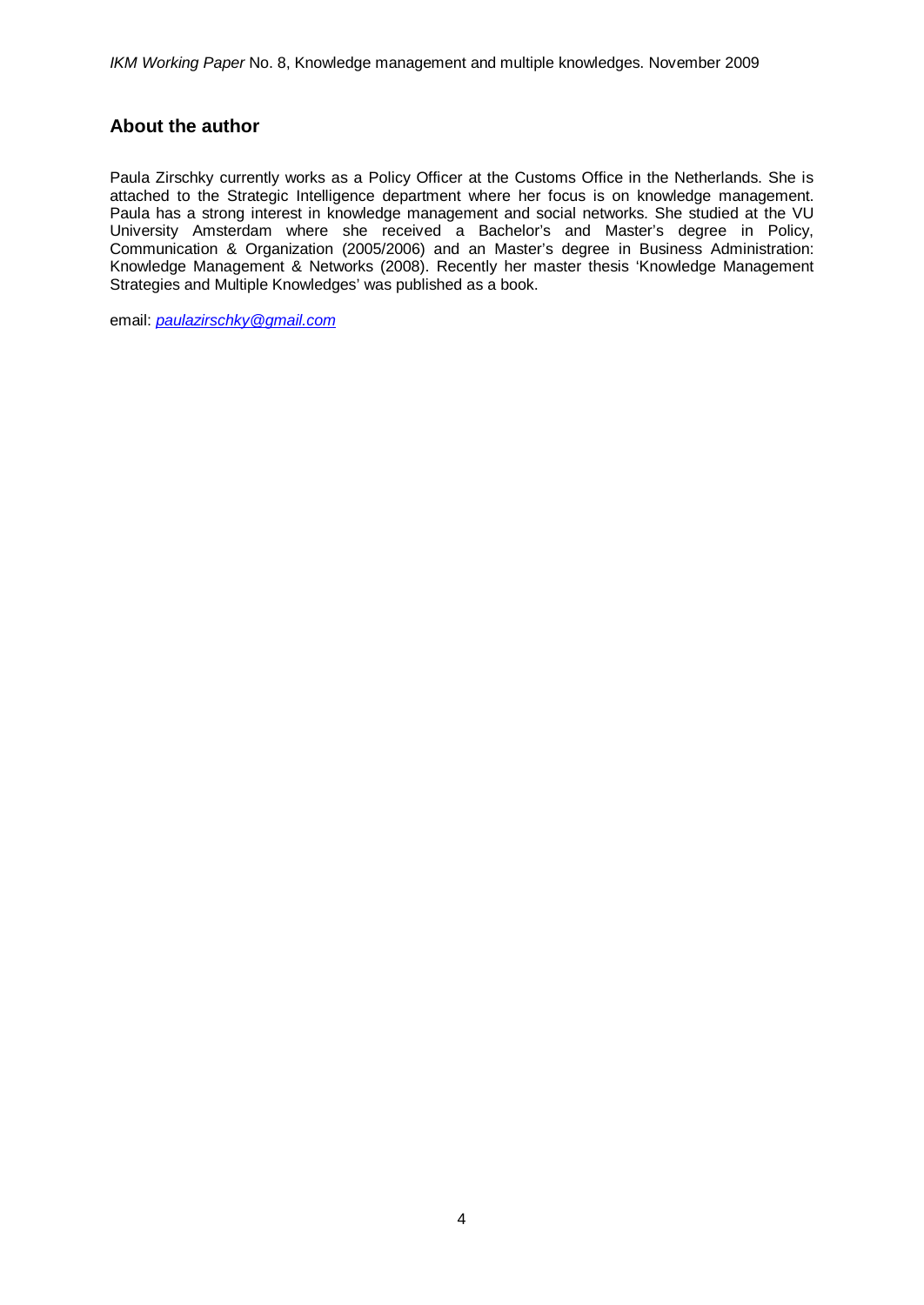## About the author

Paula Zirschky currently works as a Policy Officer at the Customs Office in the Netherlands. She is attached to the Strategic Intelligence department where her focus is on knowledge management. Paula has a strong interest in knowledge management and social networks. She studied at the VU University Amsterdam where she received a Bachelor's and Master's degree in Policy, Communication & Organization (2005/2006) and an Master's degree in Business Administration: Knowledge Management & Networks (2008). Recently her master thesis 'Knowledge Management Strategies and Multiple Knowledges' was published as a book.

email: *paulazirschky@gmail.com*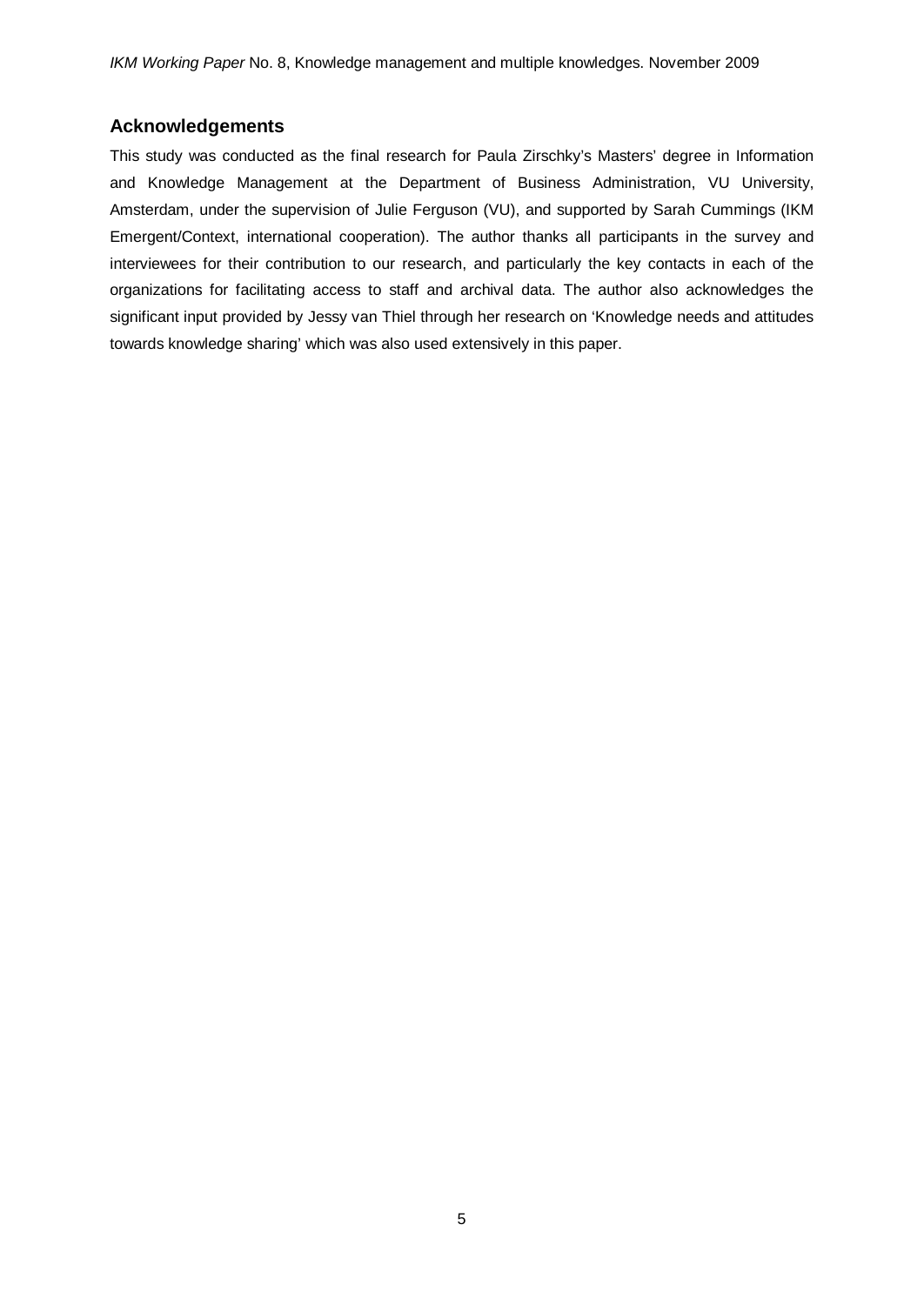## Acknowledgements

This study was conducted as the final research for Paula Zirschky's Masters' degree in Information and Knowledge Management at the Department of Business Administration, VU University, Amsterdam, under the supervision of Julie Ferguson (VU), and supported by Sarah Cummings (IKM Emergent/Context, international cooperation). The author thanks all participants in the survey and interviewees for their contribution to our research, and particularly the key contacts in each of the organizations for facilitating access to staff and archival data. The author also acknowledges the significant input provided by Jessy van Thiel through her research on 'Knowledge needs and attitudes towards knowledge sharing' which was also used extensively in this paper.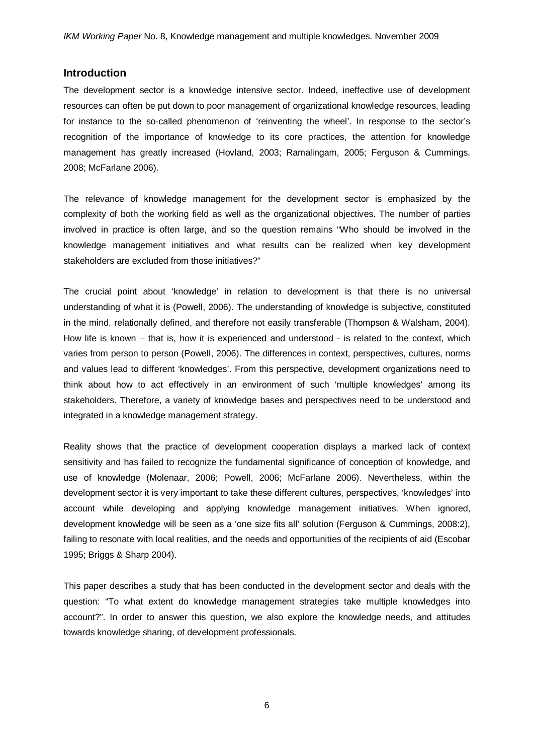## Introduction

The development sector is a knowledge intensive sector. Indeed, ineffective use of development resources can often be put down to poor management of organizational knowledge resources, leading for instance to the so-called phenomenon of 'reinventing the wheel'. In response to the sector's recognition of the importance of knowledge to its core practices, the attention for knowledge management has greatly increased (Hovland, 2003; Ramalingam, 2005; Ferguson & Cummings, 2008; McFarlane 2006).

The relevance of knowledge management for the development sector is emphasized by the complexity of both the working field as well as the organizational objectives. The number of parties involved in practice is often large, and so the question remains "Who should be involved in the knowledge management initiatives and what results can be realized when key development stakeholders are excluded from those initiatives?"

The crucial point about 'knowledge' in relation to development is that there is no universal understanding of what it is (Powell, 2006). The understanding of knowledge is subjective, constituted in the mind, relationally defined, and therefore not easily transferable (Thompson & Walsham, 2004). How life is known – that is, how it is experienced and understood - is related to the context, which varies from person to person (Powell, 2006). The differences in context, perspectives, cultures, norms and values lead to different 'knowledges'. From this perspective, development organizations need to think about how to act effectively in an environment of such 'multiple knowledges' among its stakeholders. Therefore, a variety of knowledge bases and perspectives need to be understood and integrated in a knowledge management strategy.

Reality shows that the practice of development cooperation displays a marked lack of context sensitivity and has failed to recognize the fundamental significance of conception of knowledge, and use of knowledge (Molenaar, 2006; Powell, 2006; McFarlane 2006). Nevertheless, within the development sector it is very important to take these different cultures, perspectives, 'knowledges' into account while developing and applying knowledge management initiatives. When ignored, development knowledge will be seen as a 'one size fits all' solution (Ferguson & Cummings, 2008:2), failing to resonate with local realities, and the needs and opportunities of the recipients of aid (Escobar 1995; Briggs & Sharp 2004).

This paper describes a study that has been conducted in the development sector and deals with the question: "To what extent do knowledge management strategies take multiple knowledges into account?". In order to answer this question, we also explore the knowledge needs, and attitudes towards knowledge sharing, of development professionals.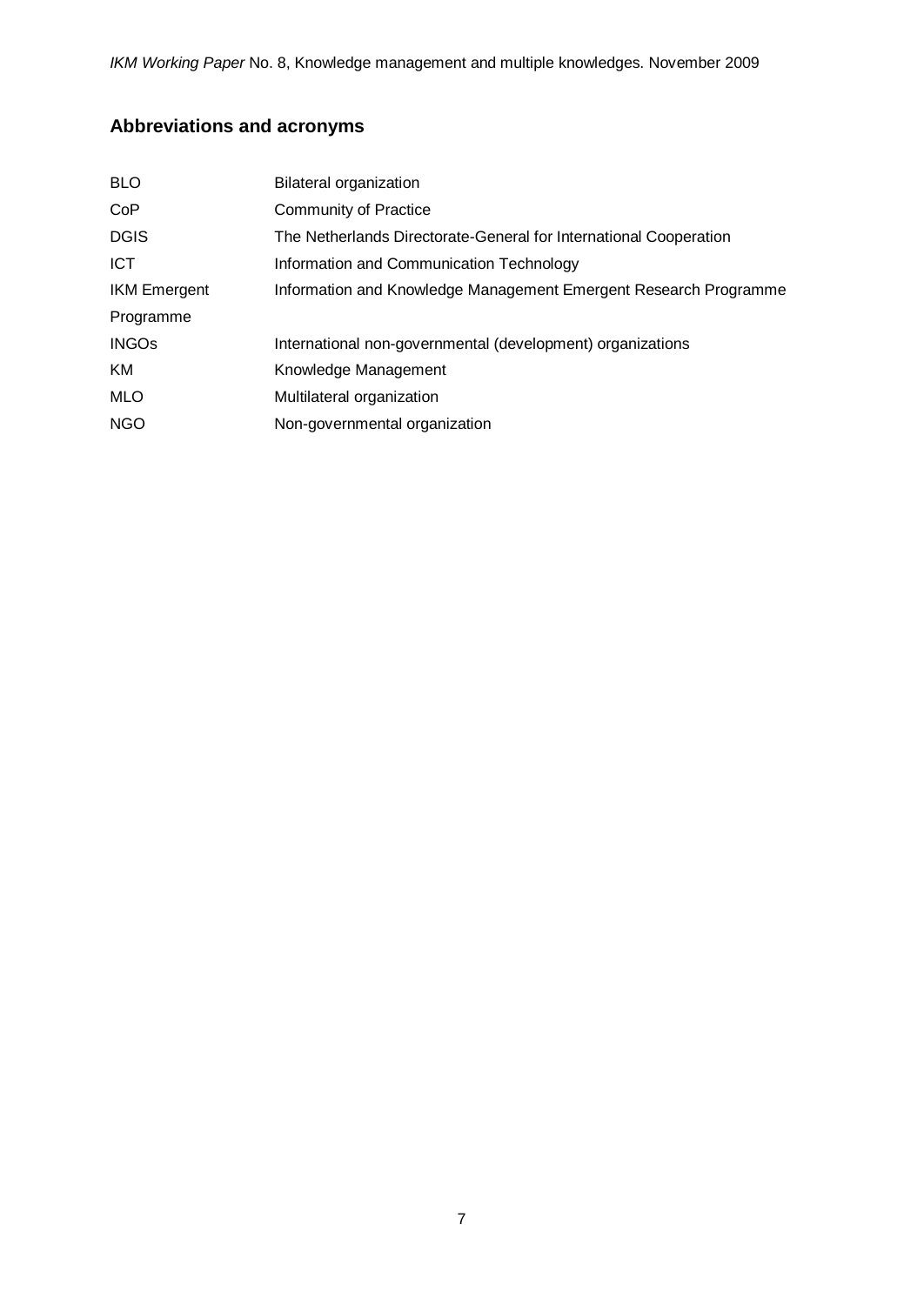## Abbreviations and acronyms

| | |
|---|---|
| BLO | Bilateral organization |
| CoP | Community of Practice |
| DGIS | The Netherlands Directorate-General for International Cooperation |
| ICT | Information and Communication Technology |
| IKM Emergent Programme | Information and Knowledge Management Emergent Research Programme |
| INGOs | International non-governmental (development) organizations |
| KM | Knowledge Management |
| MLO | Multilateral organization |
| NGO | Non-governmental organization |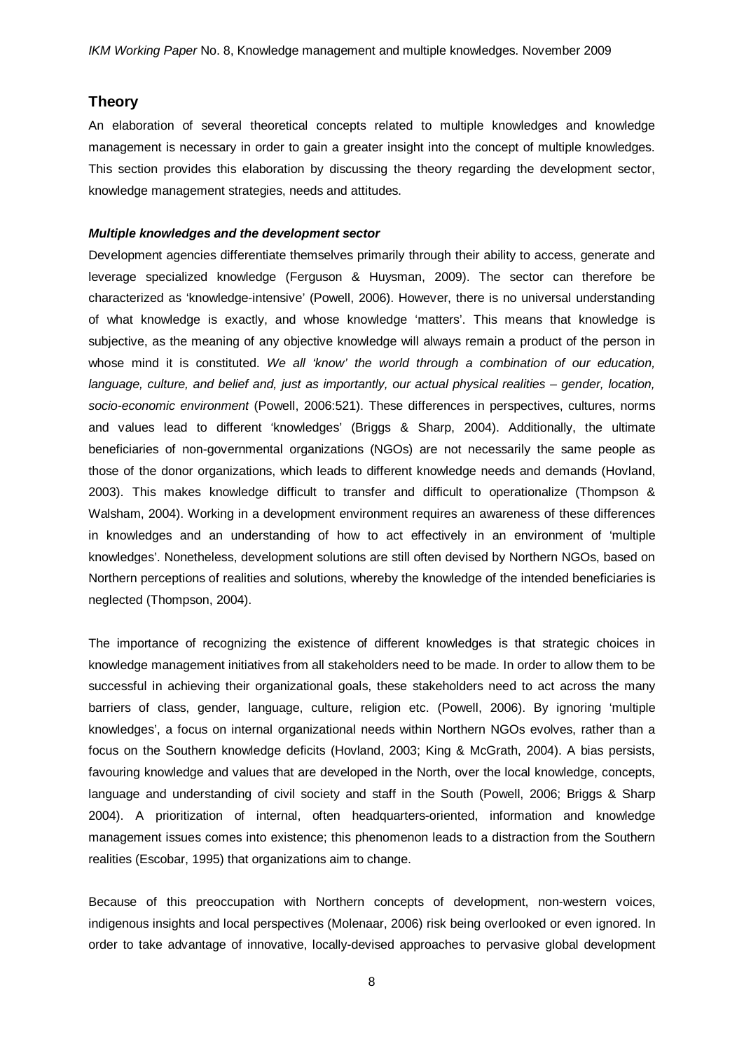## Theory

An elaboration of several theoretical concepts related to multiple knowledges and knowledge management is necessary in order to gain a greater insight into the concept of multiple knowledges. This section provides this elaboration by discussing the theory regarding the development sector, knowledge management strategies, needs and attitudes.

### *Multiple knowledges and the development sector*

Development agencies differentiate themselves primarily through their ability to access, generate and leverage specialized knowledge (Ferguson & Huysman, 2009). The sector can therefore be characterized as 'knowledge-intensive' (Powell, 2006). However, there is no universal understanding of what knowledge is exactly, and whose knowledge 'matters'. This means that knowledge is subjective, as the meaning of any objective knowledge will always remain a product of the person in whose mind it is constituted. *We all 'know' the world through a combination of our education, language, culture, and belief and, just as importantly, our actual physical realities – gender, location, socio-economic environment* (Powell, 2006:521). These differences in perspectives, cultures, norms and values lead to different 'knowledges' (Briggs & Sharp, 2004). Additionally, the ultimate beneficiaries of non-governmental organizations (NGOs) are not necessarily the same people as those of the donor organizations, which leads to different knowledge needs and demands (Hovland, 2003). This makes knowledge difficult to transfer and difficult to operationalize (Thompson & Walsham, 2004). Working in a development environment requires an awareness of these differences in knowledges and an understanding of how to act effectively in an environment of 'multiple knowledges'. Nonetheless, development solutions are still often devised by Northern NGOs, based on Northern perceptions of realities and solutions, whereby the knowledge of the intended beneficiaries is neglected (Thompson, 2004).

The importance of recognizing the existence of different knowledges is that strategic choices in knowledge management initiatives from all stakeholders need to be made. In order to allow them to be successful in achieving their organizational goals, these stakeholders need to act across the many barriers of class, gender, language, culture, religion etc. (Powell, 2006). By ignoring 'multiple knowledges', a focus on internal organizational needs within Northern NGOs evolves, rather than a focus on the Southern knowledge deficits (Hovland, 2003; King & McGrath, 2004). A bias persists, favouring knowledge and values that are developed in the North, over the local knowledge, concepts, language and understanding of civil society and staff in the South (Powell, 2006; Briggs & Sharp 2004). A prioritization of internal, often headquarters-oriented, information and knowledge management issues comes into existence; this phenomenon leads to a distraction from the Southern realities (Escobar, 1995) that organizations aim to change.

Because of this preoccupation with Northern concepts of development, non-western voices, indigenous insights and local perspectives (Molenaar, 2006) risk being overlooked or even ignored. In order to take advantage of innovative, locally-devised approaches to pervasive global development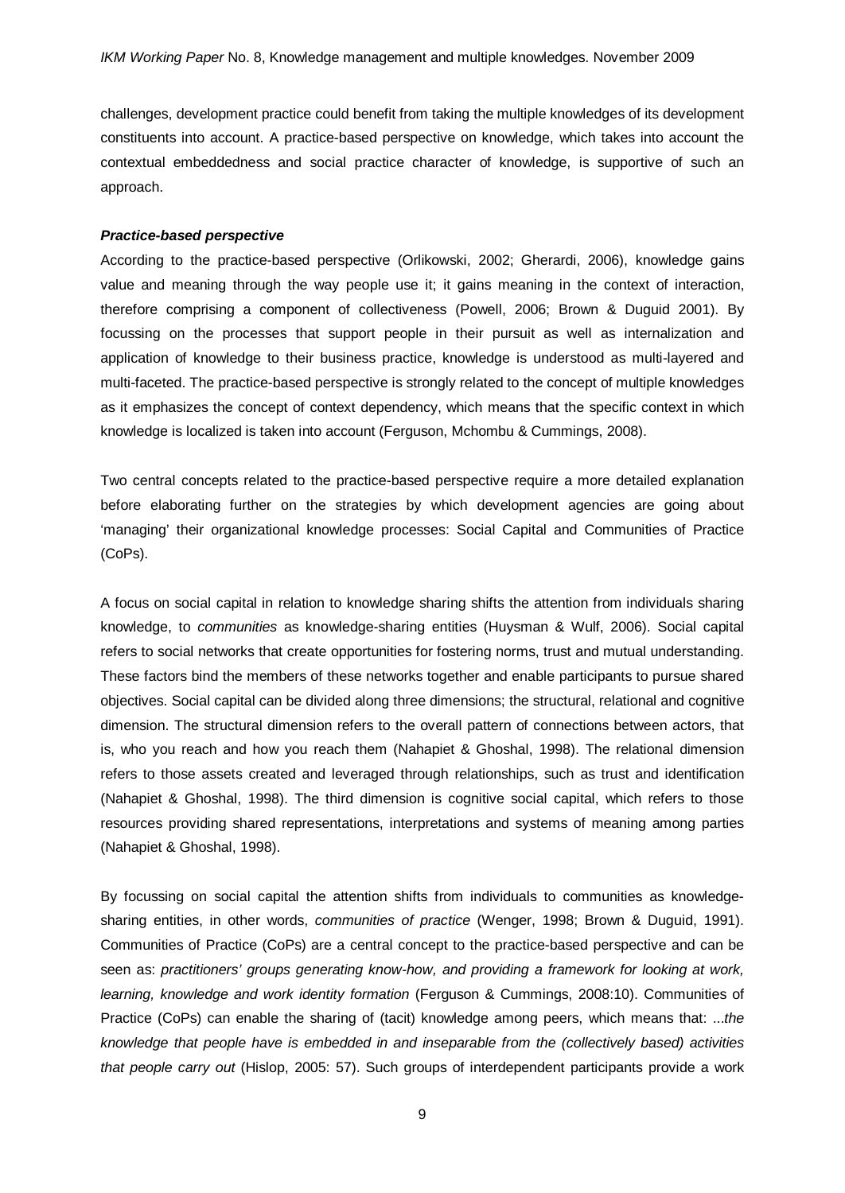challenges, development practice could benefit from taking the multiple knowledges of its development constituents into account. A practice-based perspective on knowledge, which takes into account the contextual embeddedness and social practice character of knowledge, is supportive of such an approach.

***Practice-based perspective***

According to the practice-based perspective (Orlikowski, 2002; Gherardi, 2006), knowledge gains value and meaning through the way people use it; it gains meaning in the context of interaction, therefore comprising a component of collectiveness (Powell, 2006; Brown & Duguid 2001). By focussing on the processes that support people in their pursuit as well as internalization and application of knowledge to their business practice, knowledge is understood as multi-layered and multi-faceted. The practice-based perspective is strongly related to the concept of multiple knowledges as it emphasizes the concept of context dependency, which means that the specific context in which knowledge is localized is taken into account (Ferguson, Mchombu & Cummings, 2008).

Two central concepts related to the practice-based perspective require a more detailed explanation before elaborating further on the strategies by which development agencies are going about 'managing' their organizational knowledge processes: Social Capital and Communities of Practice (CoPs).

A focus on social capital in relation to knowledge sharing shifts the attention from individuals sharing knowledge, to *communities* as knowledge-sharing entities (Huysman & Wulf, 2006). Social capital refers to social networks that create opportunities for fostering norms, trust and mutual understanding. These factors bind the members of these networks together and enable participants to pursue shared objectives. Social capital can be divided along three dimensions; the structural, relational and cognitive dimension. The structural dimension refers to the overall pattern of connections between actors, that is, who you reach and how you reach them (Nahapiet & Ghoshal, 1998). The relational dimension refers to those assets created and leveraged through relationships, such as trust and identification (Nahapiet & Ghoshal, 1998). The third dimension is cognitive social capital, which refers to those resources providing shared representations, interpretations and systems of meaning among parties (Nahapiet & Ghoshal, 1998).

By focussing on social capital the attention shifts from individuals to communities as knowledge-sharing entities, in other words, *communities of practice* (Wenger, 1998; Brown & Duguid, 1991). Communities of Practice (CoPs) are a central concept to the practice-based perspective and can be seen as: *practitioners' groups generating know-how, and providing a framework for looking at work, learning, knowledge and work identity formation* (Ferguson & Cummings, 2008:10). Communities of Practice (CoPs) can enable the sharing of (tacit) knowledge among peers, which means that: *...the knowledge that people have is embedded in and inseparable from the (collectively based) activities that people carry out* (Hislop, 2005: 57). Such groups of interdependent participants provide a work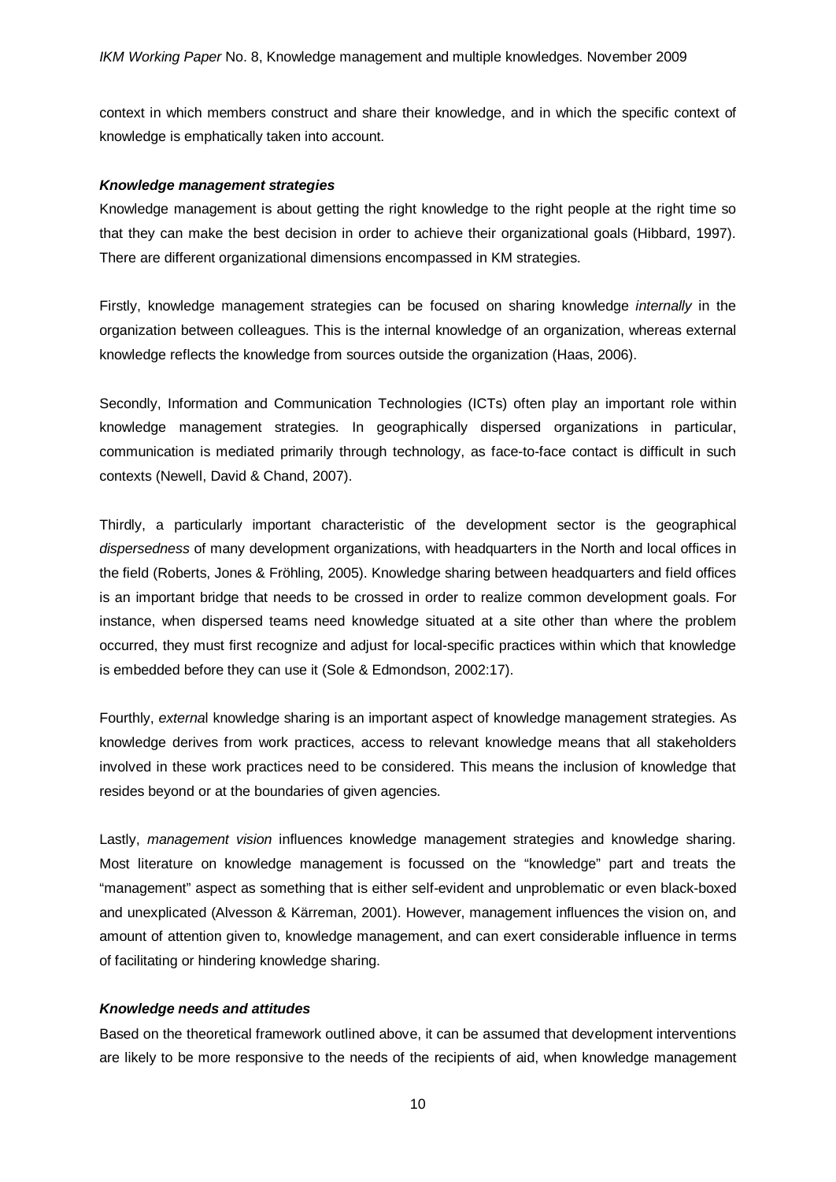context in which members construct and share their knowledge, and in which the specific context of knowledge is emphatically taken into account.

***Knowledge management strategies***

Knowledge management is about getting the right knowledge to the right people at the right time so that they can make the best decision in order to achieve their organizational goals (Hibbard, 1997). There are different organizational dimensions encompassed in KM strategies.

Firstly, knowledge management strategies can be focused on sharing knowledge *internally* in the organization between colleagues. This is the internal knowledge of an organization, whereas external knowledge reflects the knowledge from sources outside the organization (Haas, 2006).

Secondly, Information and Communication Technologies (ICTs) often play an important role within knowledge management strategies. In geographically dispersed organizations in particular, communication is mediated primarily through technology, as face-to-face contact is difficult in such contexts (Newell, David & Chand, 2007).

Thirdly, a particularly important characteristic of the development sector is the geographical *dispersedness* of many development organizations, with headquarters in the North and local offices in the field (Roberts, Jones & Fröhling, 2005). Knowledge sharing between headquarters and field offices is an important bridge that needs to be crossed in order to realize common development goals. For instance, when dispersed teams need knowledge situated at a site other than where the problem occurred, they must first recognize and adjust for local-specific practices within which that knowledge is embedded before they can use it (Sole & Edmondson, 2002:17).

Fourthly, *externa*l knowledge sharing is an important aspect of knowledge management strategies. As knowledge derives from work practices, access to relevant knowledge means that all stakeholders involved in these work practices need to be considered. This means the inclusion of knowledge that resides beyond or at the boundaries of given agencies.

Lastly, *management vision* influences knowledge management strategies and knowledge sharing. Most literature on knowledge management is focussed on the "knowledge" part and treats the "management" aspect as something that is either self-evident and unproblematic or even black-boxed and unexplicated (Alvesson & Kärreman, 2001). However, management influences the vision on, and amount of attention given to, knowledge management, and can exert considerable influence in terms of facilitating or hindering knowledge sharing.

***Knowledge needs and attitudes***

Based on the theoretical framework outlined above, it can be assumed that development interventions are likely to be more responsive to the needs of the recipients of aid, when knowledge management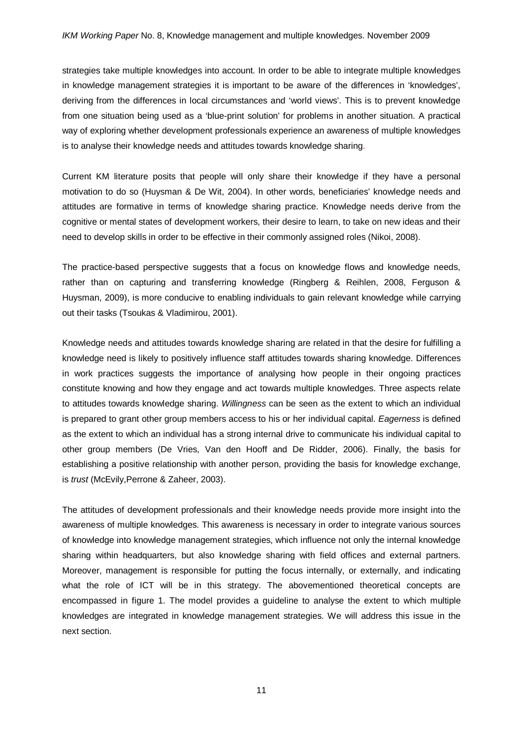strategies take multiple knowledges into account. In order to be able to integrate multiple knowledges in knowledge management strategies it is important to be aware of the differences in 'knowledges', deriving from the differences in local circumstances and 'world views'. This is to prevent knowledge from one situation being used as a 'blue-print solution' for problems in another situation. A practical way of exploring whether development professionals experience an awareness of multiple knowledges is to analyse their knowledge needs and attitudes towards knowledge sharing.

Current KM literature posits that people will only share their knowledge if they have a personal motivation to do so (Huysman & De Wit, 2004). In other words, beneficiaries' knowledge needs and attitudes are formative in terms of knowledge sharing practice. Knowledge needs derive from the cognitive or mental states of development workers, their desire to learn, to take on new ideas and their need to develop skills in order to be effective in their commonly assigned roles (Nikoi, 2008).

The practice-based perspective suggests that a focus on knowledge flows and knowledge needs, rather than on capturing and transferring knowledge (Ringberg & Reihlen, 2008, Ferguson & Huysman, 2009), is more conducive to enabling individuals to gain relevant knowledge while carrying out their tasks (Tsoukas & Vladimirou, 2001).

Knowledge needs and attitudes towards knowledge sharing are related in that the desire for fulfilling a knowledge need is likely to positively influence staff attitudes towards sharing knowledge. Differences in work practices suggests the importance of analysing how people in their ongoing practices constitute knowing and how they engage and act towards multiple knowledges. Three aspects relate to attitudes towards knowledge sharing. *Willingness* can be seen as the extent to which an individual is prepared to grant other group members access to his or her individual capital. *Eagerness* is defined as the extent to which an individual has a strong internal drive to communicate his individual capital to other group members (De Vries, Van den Hooff and De Ridder, 2006). Finally, the basis for establishing a positive relationship with another person, providing the basis for knowledge exchange, is *trust* (McEvily,Perrone & Zaheer, 2003).

The attitudes of development professionals and their knowledge needs provide more insight into the awareness of multiple knowledges. This awareness is necessary in order to integrate various sources of knowledge into knowledge management strategies, which influence not only the internal knowledge sharing within headquarters, but also knowledge sharing with field offices and external partners. Moreover, management is responsible for putting the focus internally, or externally, and indicating what the role of ICT will be in this strategy. The abovementioned theoretical concepts are encompassed in figure 1. The model provides a guideline to analyse the extent to which multiple knowledges are integrated in knowledge management strategies. We will address this issue in the next section.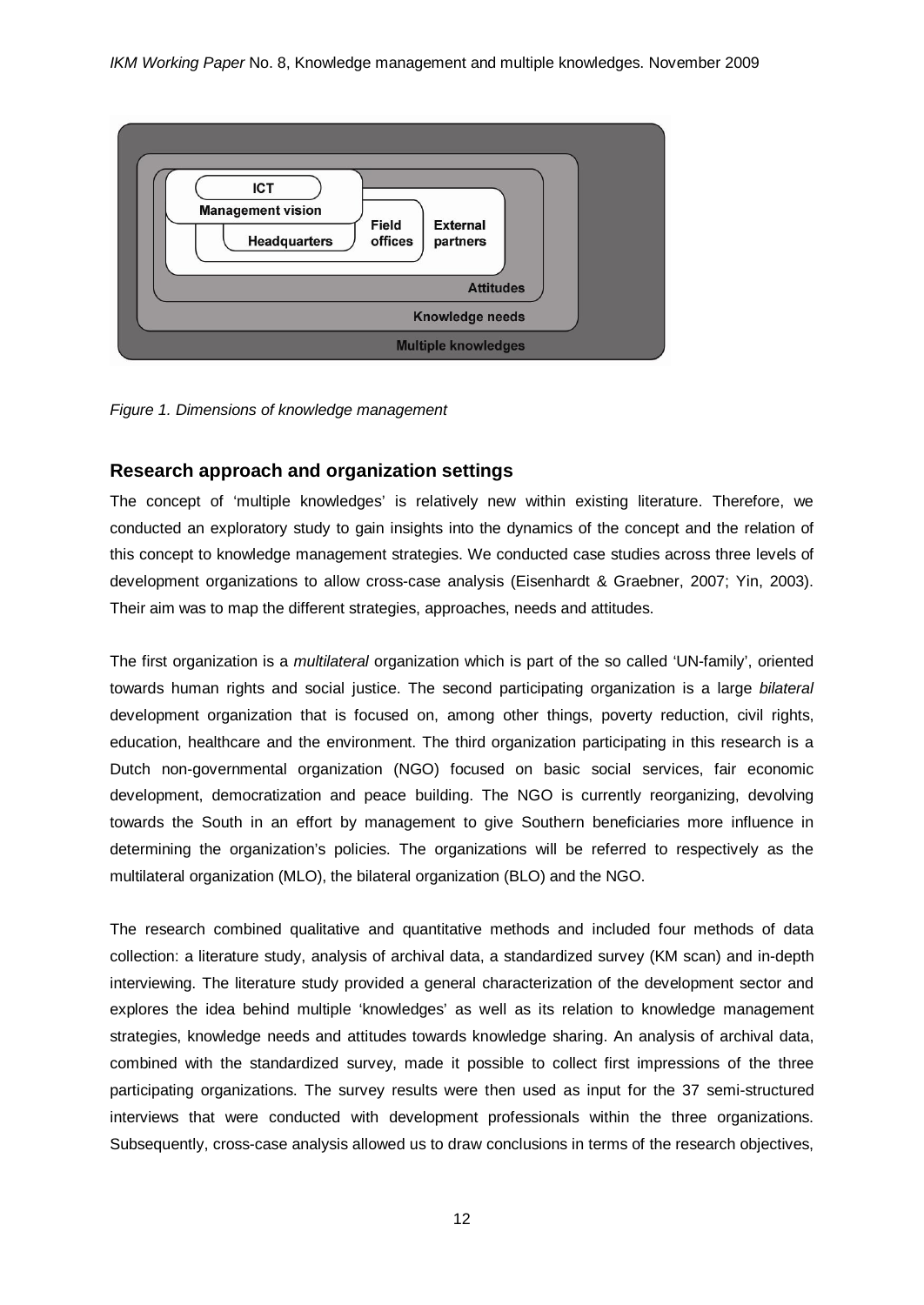*Figure 1. Dimensions of knowledge management*

## Research approach and organization settings

The concept of 'multiple knowledges' is relatively new within existing literature. Therefore, we conducted an exploratory study to gain insights into the dynamics of the concept and the relation of this concept to knowledge management strategies. We conducted case studies across three levels of development organizations to allow cross-case analysis (Eisenhardt & Graebner, 2007; Yin, 2003). Their aim was to map the different strategies, approaches, needs and attitudes.

The first organization is a *multilateral* organization which is part of the so called 'UN-family', oriented towards human rights and social justice. The second participating organization is a large *bilateral* development organization that is focused on, among other things, poverty reduction, civil rights, education, healthcare and the environment. The third organization participating in this research is a Dutch non-governmental organization (NGO) focused on basic social services, fair economic development, democratization and peace building. The NGO is currently reorganizing, devolving towards the South in an effort by management to give Southern beneficiaries more influence in determining the organization's policies. The organizations will be referred to respectively as the multilateral organization (MLO), the bilateral organization (BLO) and the NGO.

The research combined qualitative and quantitative methods and included four methods of data collection: a literature study, analysis of archival data, a standardized survey (KM scan) and in-depth interviewing. The literature study provided a general characterization of the development sector and explores the idea behind multiple 'knowledges' as well as its relation to knowledge management strategies, knowledge needs and attitudes towards knowledge sharing. An analysis of archival data, combined with the standardized survey, made it possible to collect first impressions of the three participating organizations. The survey results were then used as input for the 37 semi-structured interviews that were conducted with development professionals within the three organizations. Subsequently, cross-case analysis allowed us to draw conclusions in terms of the research objectives,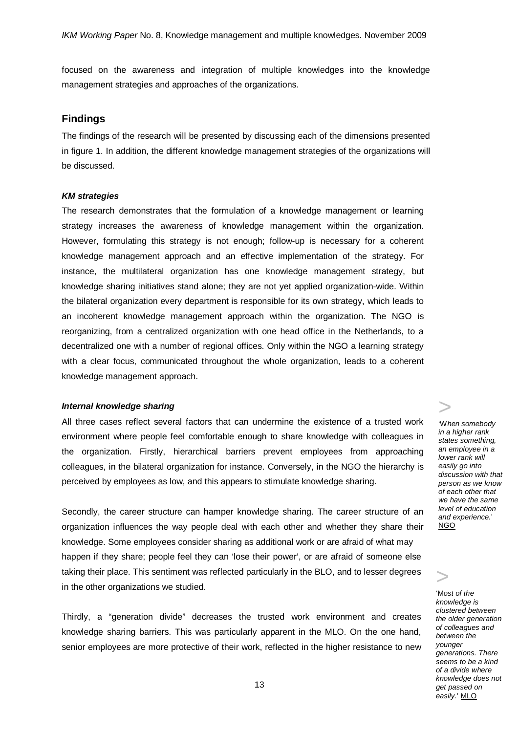focused on the awareness and integration of multiple knowledges into the knowledge management strategies and approaches of the organizations.

## Findings

The findings of the research will be presented by discussing each of the dimensions presented in figure 1. In addition, the different knowledge management strategies of the organizations will be discussed.

### *KM strategies*

The research demonstrates that the formulation of a knowledge management or learning strategy increases the awareness of knowledge management within the organization. However, formulating this strategy is not enough; follow-up is necessary for a coherent knowledge management approach and an effective implementation of the strategy. For instance, the multilateral organization has one knowledge management strategy, but knowledge sharing initiatives stand alone; they are not yet applied organization-wide. Within the bilateral organization every department is responsible for its own strategy, which leads to an incoherent knowledge management approach within the organization. The NGO is reorganizing, from a centralized organization with one head office in the Netherlands, to a decentralized one with a number of regional offices. Only within the NGO a learning strategy with a clear focus, communicated throughout the whole organization, leads to a coherent knowledge management approach.

### *Internal knowledge sharing*

All three cases reflect several factors that can undermine the existence of a trusted work environment where people feel comfortable enough to share knowledge with colleagues in the organization. Firstly, hierarchical barriers prevent employees from approaching colleagues, in the bilateral organization for instance. Conversely, in the NGO the hierarchy is perceived by employees as low, and this appears to stimulate knowledge sharing.

> *'When somebody in a higher rank states something, an employee in a lower rank will easily go into discussion with that person as we know of each other that we have the same level of education and experience.'* NGO

Secondly, the career structure can hamper knowledge sharing. The career structure of an organization influences the way people deal with each other and whether they share their knowledge. Some employees consider sharing as additional work or are afraid of what may happen if they share; people feel they can 'lose their power', or are afraid of someone else taking their place. This sentiment was reflected particularly in the BLO, and to lesser degrees in the other organizations we studied.

> *'Most of the knowledge is clustered between the older generation of colleagues and between the younger generations. There seems to be a kind of a divide where knowledge does not get passed on easily.'* MLO

Thirdly, a "generation divide" decreases the trusted work environment and creates knowledge sharing barriers. This was particularly apparent in the MLO. On the one hand, senior employees are more protective of their work, reflected in the higher resistance to new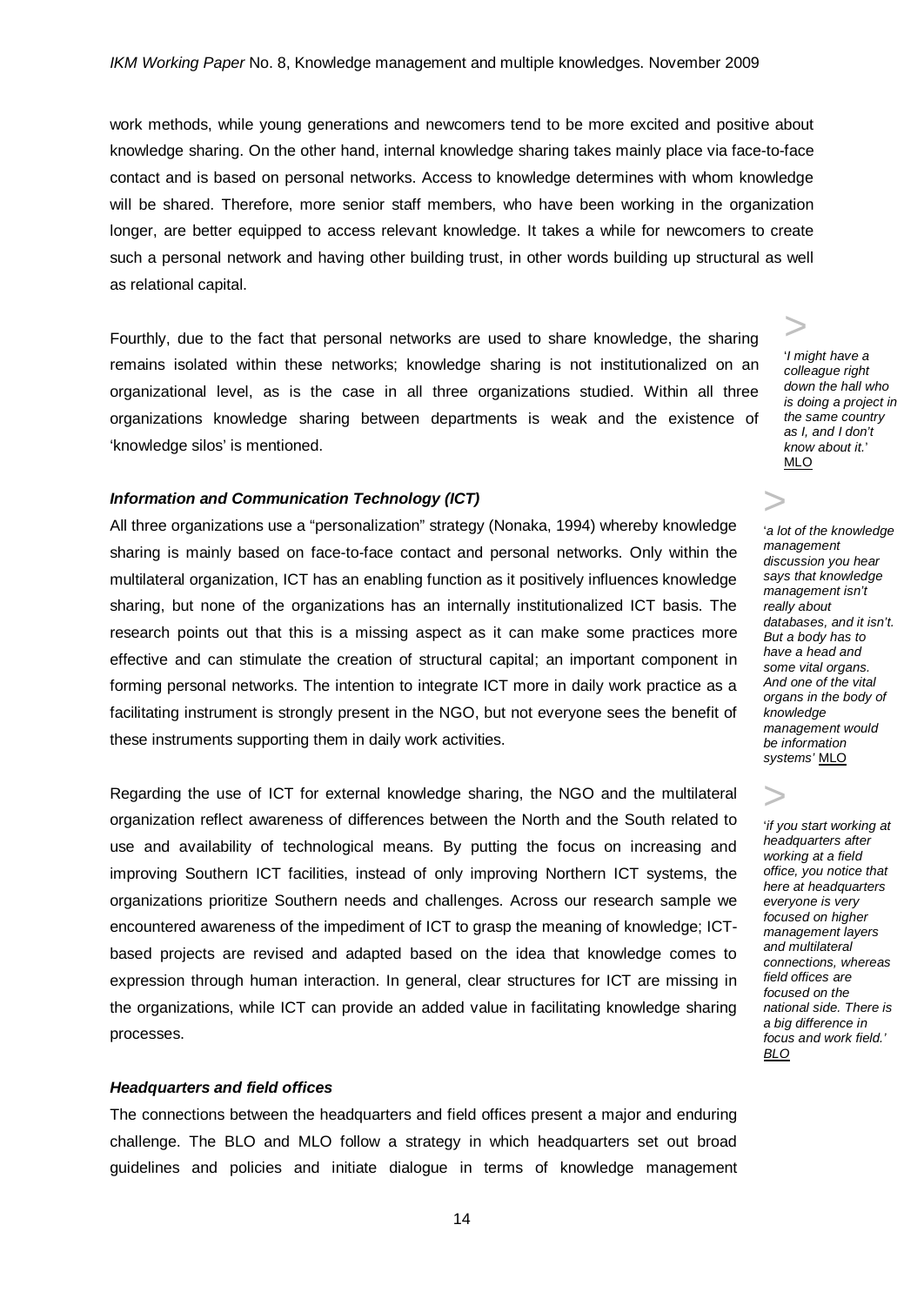work methods, while young generations and newcomers tend to be more excited and positive about knowledge sharing. On the other hand, internal knowledge sharing takes mainly place via face-to-face contact and is based on personal networks. Access to knowledge determines with whom knowledge will be shared. Therefore, more senior staff members, who have been working in the organization longer, are better equipped to access relevant knowledge. It takes a while for newcomers to create such a personal network and having other building trust, in other words building up structural as well as relational capital.

Fourthly, due to the fact that personal networks are used to share knowledge, the sharing remains isolated within these networks; knowledge sharing is not institutionalized on an organizational level, as is the case in all three organizations studied. Within all three organizations knowledge sharing between departments is weak and the existence of 'knowledge silos' is mentioned.

> '*I might have a colleague right down the hall who is doing a project in the same country as I, and I don't know about it.*' MLO

### *Information and Communication Technology (ICT)*

All three organizations use a "personalization" strategy (Nonaka, 1994) whereby knowledge sharing is mainly based on face-to-face contact and personal networks. Only within the multilateral organization, ICT has an enabling function as it positively influences knowledge sharing, but none of the organizations has an internally institutionalized ICT basis. The research points out that this is a missing aspect as it can make some practices more effective and can stimulate the creation of structural capital; an important component in forming personal networks. The intention to integrate ICT more in daily work practice as a facilitating instrument is strongly present in the NGO, but not everyone sees the benefit of these instruments supporting them in daily work activities.

> '*a lot of the knowledge management discussion you hear says that knowledge management isn't really about databases, and it isn't. But a body has to have a head and some vital organs. And one of the vital organs in the body of knowledge management would be information systems*' MLO

Regarding the use of ICT for external knowledge sharing, the NGO and the multilateral organization reflect awareness of differences between the North and the South related to use and availability of technological means. By putting the focus on increasing and improving Southern ICT facilities, instead of only improving Northern ICT systems, the organizations prioritize Southern needs and challenges. Across our research sample we encountered awareness of the impediment of ICT to grasp the meaning of knowledge; ICT-based projects are revised and adapted based on the idea that knowledge comes to expression through human interaction. In general, clear structures for ICT are missing in the organizations, while ICT can provide an added value in facilitating knowledge sharing processes.

> '*if you start working at headquarters after working at a field office, you notice that here at headquarters everyone is very focused on higher management layers and multilateral connections, whereas field offices are focused on the national side. There is a big difference in focus and work field.*' *BLO*

### *Headquarters and field offices*

The connections between the headquarters and field offices present a major and enduring challenge. The BLO and MLO follow a strategy in which headquarters set out broad guidelines and policies and initiate dialogue in terms of knowledge management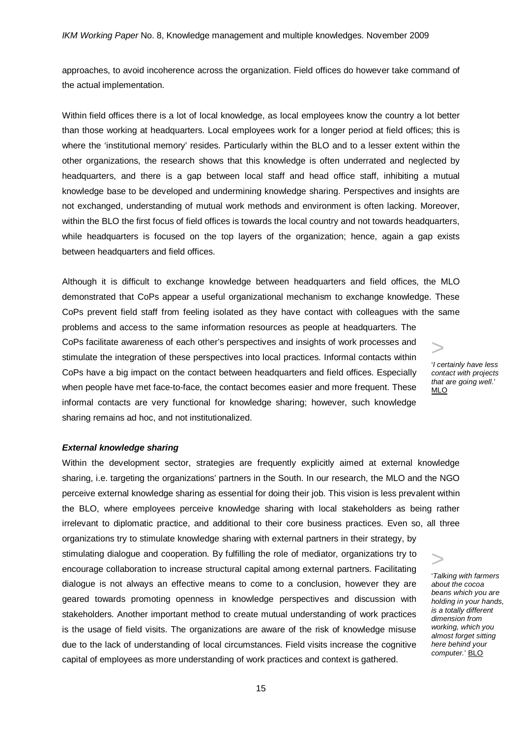approaches, to avoid incoherence across the organization. Field offices do however take command of the actual implementation.

Within field offices there is a lot of local knowledge, as local employees know the country a lot better than those working at headquarters. Local employees work for a longer period at field offices; this is where the 'institutional memory' resides. Particularly within the BLO and to a lesser extent within the other organizations, the research shows that this knowledge is often underrated and neglected by headquarters, and there is a gap between local staff and head office staff, inhibiting a mutual knowledge base to be developed and undermining knowledge sharing. Perspectives and insights are not exchanged, understanding of mutual work methods and environment is often lacking. Moreover, within the BLO the first focus of field offices is towards the local country and not towards headquarters, while headquarters is focused on the top layers of the organization; hence, again a gap exists between headquarters and field offices.

Although it is difficult to exchange knowledge between headquarters and field offices, the MLO demonstrated that CoPs appear a useful organizational mechanism to exchange knowledge. These CoPs prevent field staff from feeling isolated as they have contact with colleagues with the same problems and access to the same information resources as people at headquarters. The CoPs facilitate awareness of each other's perspectives and insights of work processes and stimulate the integration of these perspectives into local practices. Informal contacts within CoPs have a big impact on the contact between headquarters and field offices. Especially when people have met face-to-face, the contact becomes easier and more frequent. These informal contacts are very functional for knowledge sharing; however, such knowledge sharing remains ad hoc, and not institutionalized.

> '*I certainly have less contact with projects that are going well*.' MLO

### ***External knowledge sharing***

Within the development sector, strategies are frequently explicitly aimed at external knowledge sharing, i.e. targeting the organizations' partners in the South. In our research, the MLO and the NGO perceive external knowledge sharing as essential for doing their job. This vision is less prevalent within the BLO, where employees perceive knowledge sharing with local stakeholders as being rather irrelevant to diplomatic practice, and additional to their core business practices. Even so, all three organizations try to stimulate knowledge sharing with external partners in their strategy, by stimulating dialogue and cooperation. By fulfilling the role of mediator, organizations try to encourage collaboration to increase structural capital among external partners. Facilitating dialogue is not always an effective means to come to a conclusion, however they are geared towards promoting openness in knowledge perspectives and discussion with stakeholders. Another important method to create mutual understanding of work practices is the usage of field visits. The organizations are aware of the risk of knowledge misuse due to the lack of understanding of local circumstances. Field visits increase the cognitive capital of employees as more understanding of work practices and context is gathered.

> '*Talking with farmers about the cocoa beans which you are holding in your hands, is a totally different dimension from working, which you almost forget sitting here behind your computer.*' BLO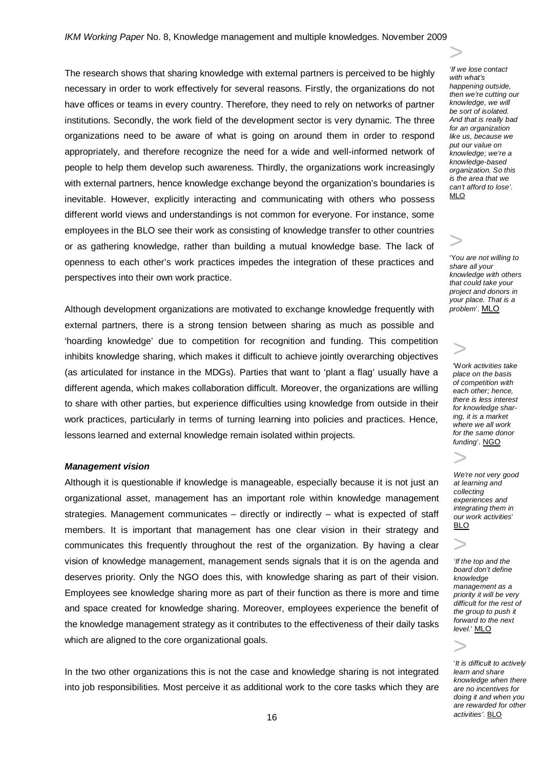The research shows that sharing knowledge with external partners is perceived to be highly necessary in order to work effectively for several reasons. Firstly, the organizations do not have offices or teams in every country. Therefore, they need to rely on networks of partner institutions. Secondly, the work field of the development sector is very dynamic. The three organizations need to be aware of what is going on around them in order to respond appropriately, and therefore recognize the need for a wide and well-informed network of people to help them develop such awareness. Thirdly, the organizations work increasingly with external partners, hence knowledge exchange beyond the organization's boundaries is inevitable. However, explicitly interacting and communicating with others who possess different world views and understandings is not common for everyone. For instance, some employees in the BLO see their work as consisting of knowledge transfer to other countries or as gathering knowledge, rather than building a mutual knowledge base. The lack of openness to each other's work practices impedes the integration of these practices and perspectives into their own work practice.

> *'If we lose contact with what's happening outside, then we're cutting our knowledge, we will be sort of isolated. And that is really bad for an organization like us, because we put our value on knowledge; we're a knowledge-based organization. So this is the area that we can't afford to lose'.* MLO

> *'You are not willing to share all your knowledge with others that could take your project and donors in your place. That is a problem'.* MLO

Although development organizations are motivated to exchange knowledge frequently with external partners, there is a strong tension between sharing as much as possible and 'hoarding knowledge' due to competition for recognition and funding. This competition inhibits knowledge sharing, which makes it difficult to achieve jointly overarching objectives (as articulated for instance in the MDGs). Parties that want to 'plant a flag' usually have a different agenda, which makes collaboration difficult. Moreover, the organizations are willing to share with other parties, but experience difficulties using knowledge from outside in their work practices, particularly in terms of turning learning into policies and practices. Hence, lessons learned and external knowledge remain isolated within projects.

> *'Work activities take place on the basis of competition with each other; hence, there is less interest for knowledge sharing, it is a market where we all work for the same donor funding'.* NGO

> *We're not very good at learning and collecting experiences and integrating them in our work activities'* BLO

### ***Management vision***

Although it is questionable if knowledge is manageable, especially because it is not just an organizational asset, management has an important role within knowledge management strategies. Management communicates – directly or indirectly – what is expected of staff members. It is important that management has one clear vision in their strategy and communicates this frequently throughout the rest of the organization. By having a clear vision of knowledge management, management sends signals that it is on the agenda and deserves priority. Only the NGO does this, with knowledge sharing as part of their vision. Employees see knowledge sharing more as part of their function as there is more and time and space created for knowledge sharing. Moreover, employees experience the benefit of the knowledge management strategy as it contributes to the effectiveness of their daily tasks which are aligned to the core organizational goals.

> *'If the top and the board don't define knowledge management as a priority it will be very difficult for the rest of the group to push it forward to the next level.'* MLO

> *'It is difficult to actively learn and share knowledge when there are no incentives for doing it and when you are rewarded for other activities'.* BLO

In the two other organizations this is not the case and knowledge sharing is not integrated into job responsibilities. Most perceive it as additional work to the core tasks which they are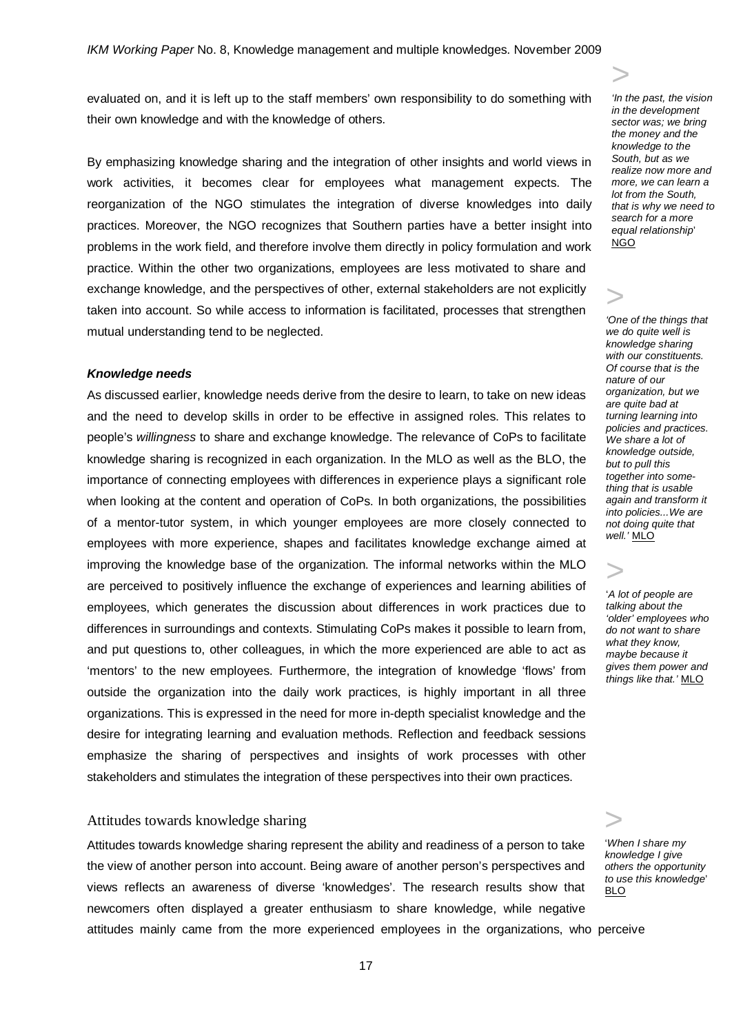evaluated on, and it is left up to the staff members' own responsibility to do something with their own knowledge and with the knowledge of others.

By emphasizing knowledge sharing and the integration of other insights and world views in work activities, it becomes clear for employees what management expects. The reorganization of the NGO stimulates the integration of diverse knowledges into daily practices. Moreover, the NGO recognizes that Southern parties have a better insight into problems in the work field, and therefore involve them directly in policy formulation and work practice. Within the other two organizations, employees are less motivated to share and exchange knowledge, and the perspectives of other, external stakeholders are not explicitly taken into account. So while access to information is facilitated, processes that strengthen mutual understanding tend to be neglected.

> *'In the past, the vision in the development sector was; we bring the money and the knowledge to the South, but as we realize now more and more, we can learn a lot from the South, that is why we need to search for a more equal relationship'* NGO

### *Knowledge needs*

As discussed earlier, knowledge needs derive from the desire to learn, to take on new ideas and the need to develop skills in order to be effective in assigned roles. This relates to people's *willingness* to share and exchange knowledge. The relevance of CoPs to facilitate knowledge sharing is recognized in each organization. In the MLO as well as the BLO, the importance of connecting employees with differences in experience plays a significant role when looking at the content and operation of CoPs. In both organizations, the possibilities of a mentor-tutor system, in which younger employees are more closely connected to employees with more experience, shapes and facilitates knowledge exchange aimed at improving the knowledge base of the organization. The informal networks within the MLO are perceived to positively influence the exchange of experiences and learning abilities of employees, which generates the discussion about differences in work practices due to differences in surroundings and contexts. Stimulating CoPs makes it possible to learn from, and put questions to, other colleagues, in which the more experienced are able to act as 'mentors' to the new employees. Furthermore, the integration of knowledge 'flows' from outside the organization into the daily work practices, is highly important in all three organizations. This is expressed in the need for more in-depth specialist knowledge and the desire for integrating learning and evaluation methods. Reflection and feedback sessions emphasize the sharing of perspectives and insights of work processes with other stakeholders and stimulates the integration of these perspectives into their own practices.

> *'One of the things that we do quite well is knowledge sharing with our constituents. Of course that is the nature of our organization, but we are quite bad at turning learning into policies and practices. We share a lot of knowledge outside, but to pull this together into something that is usable again and transform it into policies...We are not doing quite that well.'* MLO

> *'A lot of people are talking about the 'older' employees who do not want to share what they know, maybe because it gives them power and things like that.'* MLO

## Attitudes towards knowledge sharing

Attitudes towards knowledge sharing represent the ability and readiness of a person to take the view of another person into account. Being aware of another person's perspectives and views reflects an awareness of diverse 'knowledges'. The research results show that newcomers often displayed a greater enthusiasm to share knowledge, while negative attitudes mainly came from the more experienced employees in the organizations, who perceive

> *'When I share my knowledge I give others the opportunity to use this knowledge'* BLO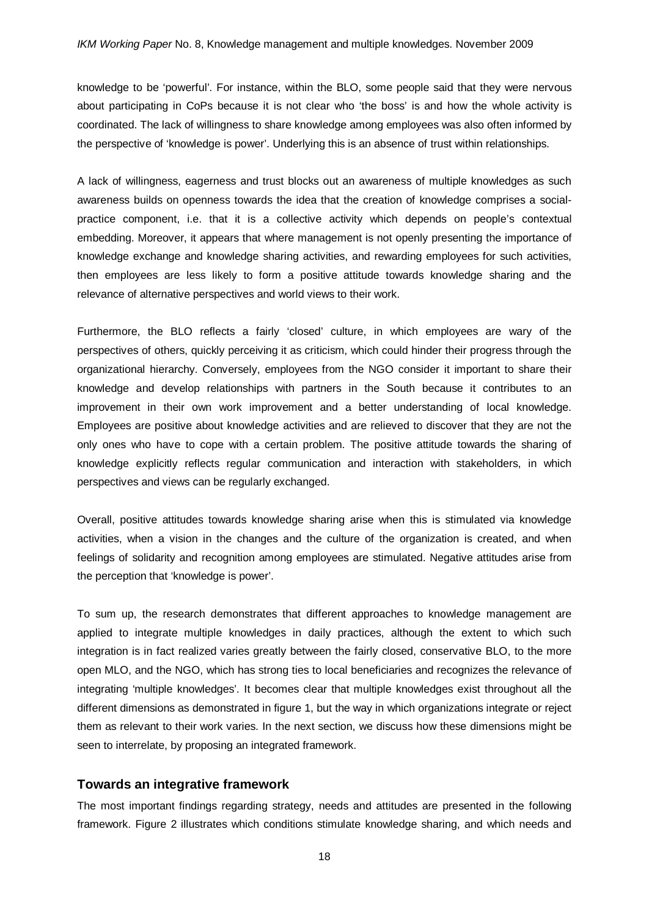knowledge to be 'powerful'. For instance, within the BLO, some people said that they were nervous about participating in CoPs because it is not clear who 'the boss' is and how the whole activity is coordinated. The lack of willingness to share knowledge among employees was also often informed by the perspective of 'knowledge is power'. Underlying this is an absence of trust within relationships.

A lack of willingness, eagerness and trust blocks out an awareness of multiple knowledges as such awareness builds on openness towards the idea that the creation of knowledge comprises a social-practice component, i.e. that it is a collective activity which depends on people's contextual embedding. Moreover, it appears that where management is not openly presenting the importance of knowledge exchange and knowledge sharing activities, and rewarding employees for such activities, then employees are less likely to form a positive attitude towards knowledge sharing and the relevance of alternative perspectives and world views to their work.

Furthermore, the BLO reflects a fairly 'closed' culture, in which employees are wary of the perspectives of others, quickly perceiving it as criticism, which could hinder their progress through the organizational hierarchy. Conversely, employees from the NGO consider it important to share their knowledge and develop relationships with partners in the South because it contributes to an improvement in their own work improvement and a better understanding of local knowledge. Employees are positive about knowledge activities and are relieved to discover that they are not the only ones who have to cope with a certain problem. The positive attitude towards the sharing of knowledge explicitly reflects regular communication and interaction with stakeholders, in which perspectives and views can be regularly exchanged.

Overall, positive attitudes towards knowledge sharing arise when this is stimulated via knowledge activities, when a vision in the changes and the culture of the organization is created, and when feelings of solidarity and recognition among employees are stimulated. Negative attitudes arise from the perception that 'knowledge is power'.

To sum up, the research demonstrates that different approaches to knowledge management are applied to integrate multiple knowledges in daily practices, although the extent to which such integration is in fact realized varies greatly between the fairly closed, conservative BLO, to the more open MLO, and the NGO, which has strong ties to local beneficiaries and recognizes the relevance of integrating 'multiple knowledges'. It becomes clear that multiple knowledges exist throughout all the different dimensions as demonstrated in figure 1, but the way in which organizations integrate or reject them as relevant to their work varies. In the next section, we discuss how these dimensions might be seen to interrelate, by proposing an integrated framework.

## Towards an integrative framework

The most important findings regarding strategy, needs and attitudes are presented in the following framework. Figure 2 illustrates which conditions stimulate knowledge sharing, and which needs and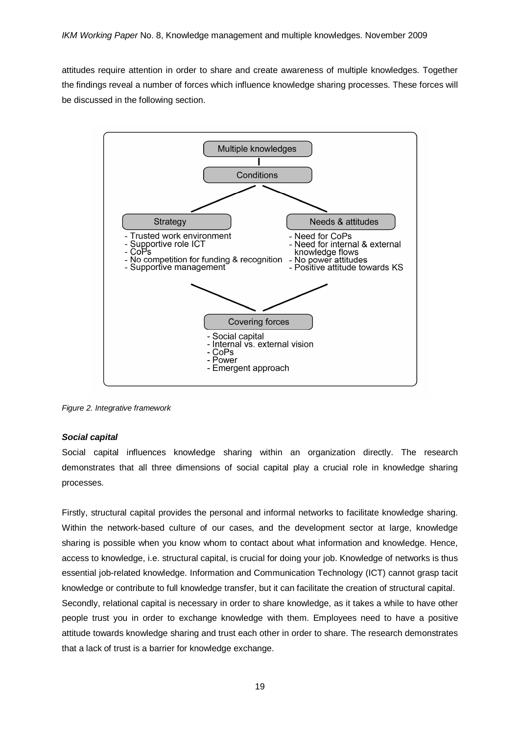attitudes require attention in order to share and create awareness of multiple knowledges. Together the findings reveal a number of forces which influence knowledge sharing processes. These forces will be discussed in the following section.

Multiple knowledges

Conditions

Strategy
- Trusted work environment
- Supportive role ICT
- CoPs
- No competition for funding & recognition
- Supportive management

Needs & attitudes
- Need for CoPs
- Need for internal & external knowledge flows
- No power attitudes
- Positive attitude towards KS

Covering forces
- Social capital
- Internal vs. external vision
- CoPs
- Power
- Emergent approach

*Figure 2. Integrative framework*

***Social capital***

Social capital influences knowledge sharing within an organization directly. The research demonstrates that all three dimensions of social capital play a crucial role in knowledge sharing processes.

Firstly, structural capital provides the personal and informal networks to facilitate knowledge sharing. Within the network-based culture of our cases, and the development sector at large, knowledge sharing is possible when you know whom to contact about what information and knowledge. Hence, access to knowledge, i.e. structural capital, is crucial for doing your job. Knowledge of networks is thus essential job-related knowledge. Information and Communication Technology (ICT) cannot grasp tacit knowledge or contribute to full knowledge transfer, but it can facilitate the creation of structural capital. Secondly, relational capital is necessary in order to share knowledge, as it takes a while to have other people trust you in order to exchange knowledge with them. Employees need to have a positive attitude towards knowledge sharing and trust each other in order to share. The research demonstrates that a lack of trust is a barrier for knowledge exchange.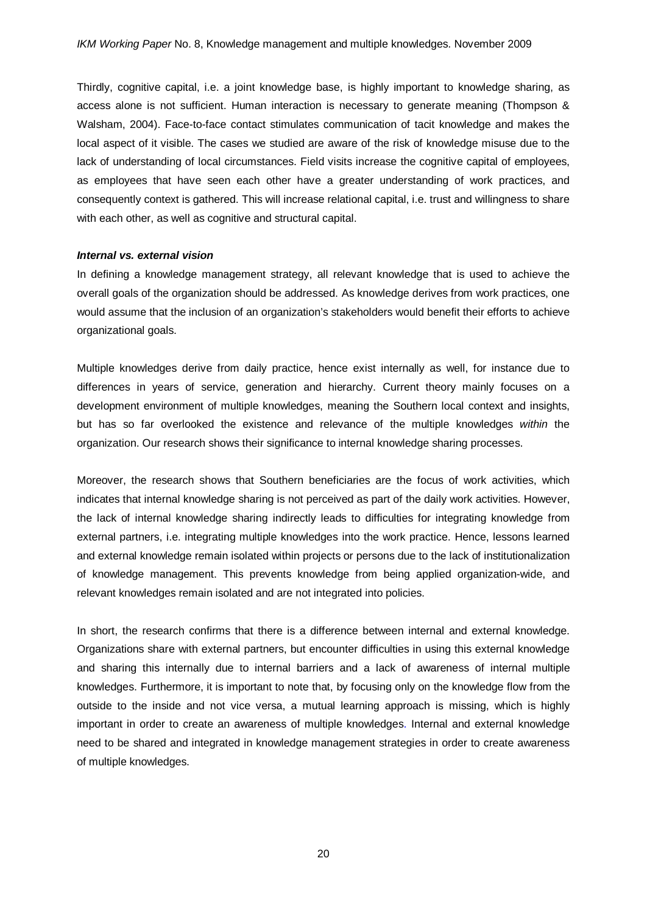Thirdly, cognitive capital, i.e. a joint knowledge base, is highly important to knowledge sharing, as access alone is not sufficient. Human interaction is necessary to generate meaning (Thompson & Walsham, 2004). Face-to-face contact stimulates communication of tacit knowledge and makes the local aspect of it visible. The cases we studied are aware of the risk of knowledge misuse due to the lack of understanding of local circumstances. Field visits increase the cognitive capital of employees, as employees that have seen each other have a greater understanding of work practices, and consequently context is gathered. This will increase relational capital, i.e. trust and willingness to share with each other, as well as cognitive and structural capital.

***Internal vs. external vision***

In defining a knowledge management strategy, all relevant knowledge that is used to achieve the overall goals of the organization should be addressed. As knowledge derives from work practices, one would assume that the inclusion of an organization's stakeholders would benefit their efforts to achieve organizational goals.

Multiple knowledges derive from daily practice, hence exist internally as well, for instance due to differences in years of service, generation and hierarchy. Current theory mainly focuses on a development environment of multiple knowledges, meaning the Southern local context and insights, but has so far overlooked the existence and relevance of the multiple knowledges *within* the organization. Our research shows their significance to internal knowledge sharing processes.

Moreover, the research shows that Southern beneficiaries are the focus of work activities, which indicates that internal knowledge sharing is not perceived as part of the daily work activities. However, the lack of internal knowledge sharing indirectly leads to difficulties for integrating knowledge from external partners, i.e. integrating multiple knowledges into the work practice. Hence, lessons learned and external knowledge remain isolated within projects or persons due to the lack of institutionalization of knowledge management. This prevents knowledge from being applied organization-wide, and relevant knowledges remain isolated and are not integrated into policies.

In short, the research confirms that there is a difference between internal and external knowledge. Organizations share with external partners, but encounter difficulties in using this external knowledge and sharing this internally due to internal barriers and a lack of awareness of internal multiple knowledges. Furthermore, it is important to note that, by focusing only on the knowledge flow from the outside to the inside and not vice versa, a mutual learning approach is missing, which is highly important in order to create an awareness of multiple knowledges. Internal and external knowledge need to be shared and integrated in knowledge management strategies in order to create awareness of multiple knowledges.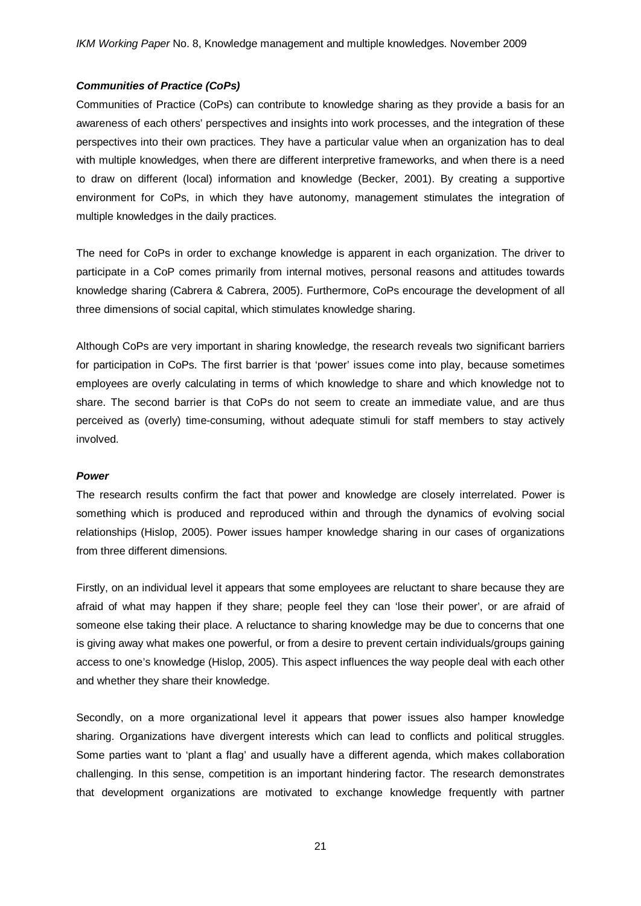#### ***Communities of Practice (CoPs)***

Communities of Practice (CoPs) can contribute to knowledge sharing as they provide a basis for an awareness of each others' perspectives and insights into work processes, and the integration of these perspectives into their own practices. They have a particular value when an organization has to deal with multiple knowledges, when there are different interpretive frameworks, and when there is a need to draw on different (local) information and knowledge (Becker, 2001). By creating a supportive environment for CoPs, in which they have autonomy, management stimulates the integration of multiple knowledges in the daily practices.

The need for CoPs in order to exchange knowledge is apparent in each organization. The driver to participate in a CoP comes primarily from internal motives, personal reasons and attitudes towards knowledge sharing (Cabrera & Cabrera, 2005). Furthermore, CoPs encourage the development of all three dimensions of social capital, which stimulates knowledge sharing.

Although CoPs are very important in sharing knowledge, the research reveals two significant barriers for participation in CoPs. The first barrier is that 'power' issues come into play, because sometimes employees are overly calculating in terms of which knowledge to share and which knowledge not to share. The second barrier is that CoPs do not seem to create an immediate value, and are thus perceived as (overly) time-consuming, without adequate stimuli for staff members to stay actively involved.

#### ***Power***

The research results confirm the fact that power and knowledge are closely interrelated. Power is something which is produced and reproduced within and through the dynamics of evolving social relationships (Hislop, 2005). Power issues hamper knowledge sharing in our cases of organizations from three different dimensions.

Firstly, on an individual level it appears that some employees are reluctant to share because they are afraid of what may happen if they share; people feel they can 'lose their power', or are afraid of someone else taking their place. A reluctance to sharing knowledge may be due to concerns that one is giving away what makes one powerful, or from a desire to prevent certain individuals/groups gaining access to one's knowledge (Hislop, 2005). This aspect influences the way people deal with each other and whether they share their knowledge.

Secondly, on a more organizational level it appears that power issues also hamper knowledge sharing. Organizations have divergent interests which can lead to conflicts and political struggles. Some parties want to 'plant a flag' and usually have a different agenda, which makes collaboration challenging. In this sense, competition is an important hindering factor. The research demonstrates that development organizations are motivated to exchange knowledge frequently with partner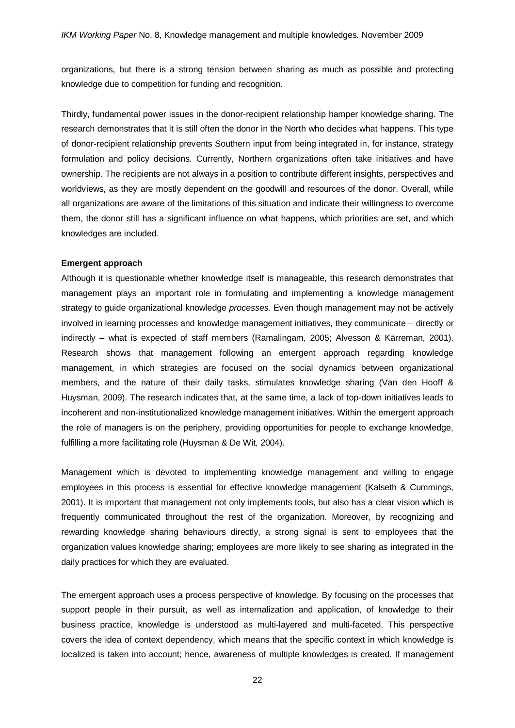organizations, but there is a strong tension between sharing as much as possible and protecting knowledge due to competition for funding and recognition.

Thirdly, fundamental power issues in the donor-recipient relationship hamper knowledge sharing. The research demonstrates that it is still often the donor in the North who decides what happens. This type of donor-recipient relationship prevents Southern input from being integrated in, for instance, strategy formulation and policy decisions. Currently, Northern organizations often take initiatives and have ownership. The recipients are not always in a position to contribute different insights, perspectives and worldviews, as they are mostly dependent on the goodwill and resources of the donor. Overall, while all organizations are aware of the limitations of this situation and indicate their willingness to overcome them, the donor still has a significant influence on what happens, which priorities are set, and which knowledges are included.

**Emergent approach**

Although it is questionable whether knowledge itself is manageable, this research demonstrates that management plays an important role in formulating and implementing a knowledge management strategy to guide organizational knowledge *processes*. Even though management may not be actively involved in learning processes and knowledge management initiatives, they communicate – directly or indirectly – what is expected of staff members (Ramalingam, 2005; Alvesson & Kärreman, 2001). Research shows that management following an emergent approach regarding knowledge management, in which strategies are focused on the social dynamics between organizational members, and the nature of their daily tasks, stimulates knowledge sharing (Van den Hooff & Huysman, 2009). The research indicates that, at the same time, a lack of top-down initiatives leads to incoherent and non-institutionalized knowledge management initiatives. Within the emergent approach the role of managers is on the periphery, providing opportunities for people to exchange knowledge, fulfilling a more facilitating role (Huysman & De Wit, 2004).

Management which is devoted to implementing knowledge management and willing to engage employees in this process is essential for effective knowledge management (Kalseth & Cummings, 2001). It is important that management not only implements tools, but also has a clear vision which is frequently communicated throughout the rest of the organization. Moreover, by recognizing and rewarding knowledge sharing behaviours directly, a strong signal is sent to employees that the organization values knowledge sharing; employees are more likely to see sharing as integrated in the daily practices for which they are evaluated.

The emergent approach uses a process perspective of knowledge. By focusing on the processes that support people in their pursuit, as well as internalization and application, of knowledge to their business practice, knowledge is understood as multi-layered and multi-faceted. This perspective covers the idea of context dependency, which means that the specific context in which knowledge is localized is taken into account; hence, awareness of multiple knowledges is created. If management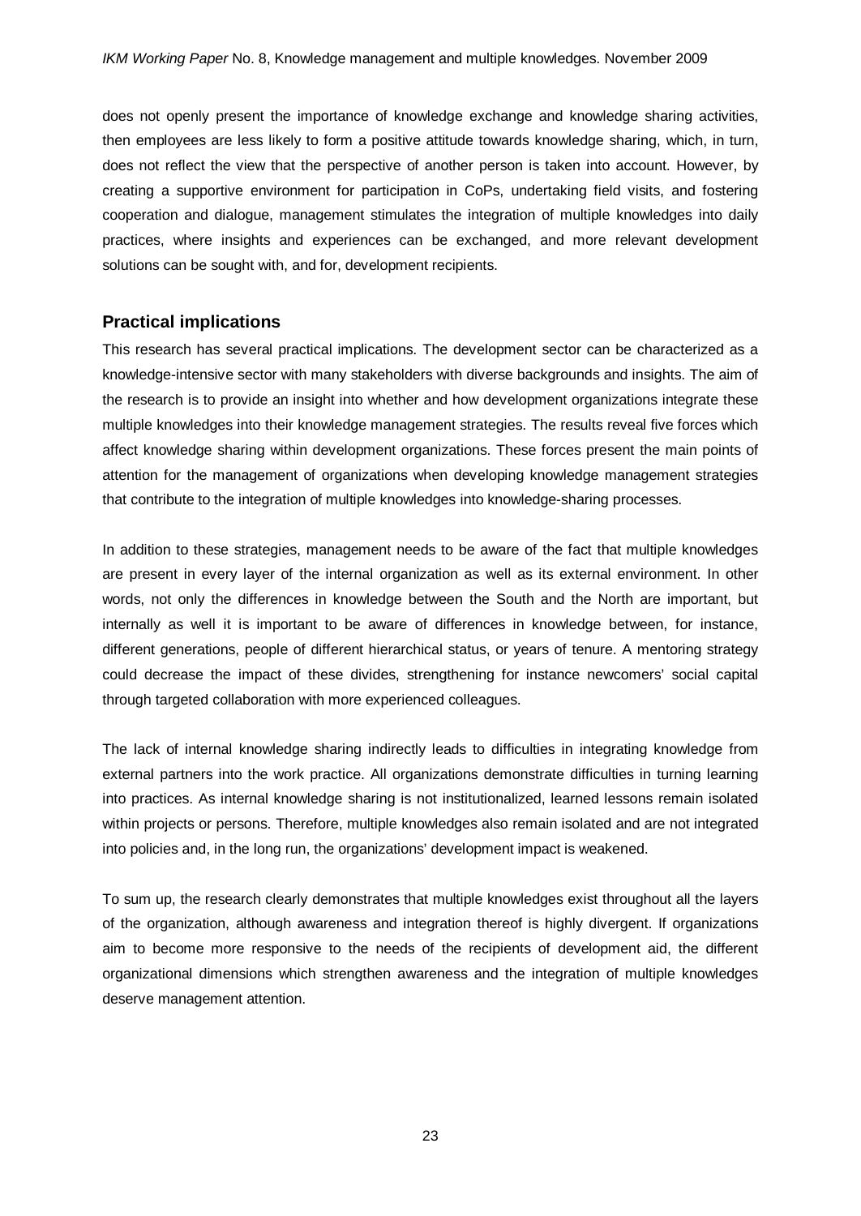does not openly present the importance of knowledge exchange and knowledge sharing activities, then employees are less likely to form a positive attitude towards knowledge sharing, which, in turn, does not reflect the view that the perspective of another person is taken into account. However, by creating a supportive environment for participation in CoPs, undertaking field visits, and fostering cooperation and dialogue, management stimulates the integration of multiple knowledges into daily practices, where insights and experiences can be exchanged, and more relevant development solutions can be sought with, and for, development recipients.

## Practical implications

This research has several practical implications. The development sector can be characterized as a knowledge-intensive sector with many stakeholders with diverse backgrounds and insights. The aim of the research is to provide an insight into whether and how development organizations integrate these multiple knowledges into their knowledge management strategies. The results reveal five forces which affect knowledge sharing within development organizations. These forces present the main points of attention for the management of organizations when developing knowledge management strategies that contribute to the integration of multiple knowledges into knowledge-sharing processes.

In addition to these strategies, management needs to be aware of the fact that multiple knowledges are present in every layer of the internal organization as well as its external environment. In other words, not only the differences in knowledge between the South and the North are important, but internally as well it is important to be aware of differences in knowledge between, for instance, different generations, people of different hierarchical status, or years of tenure. A mentoring strategy could decrease the impact of these divides, strengthening for instance newcomers' social capital through targeted collaboration with more experienced colleagues.

The lack of internal knowledge sharing indirectly leads to difficulties in integrating knowledge from external partners into the work practice. All organizations demonstrate difficulties in turning learning into practices. As internal knowledge sharing is not institutionalized, learned lessons remain isolated within projects or persons. Therefore, multiple knowledges also remain isolated and are not integrated into policies and, in the long run, the organizations' development impact is weakened.

To sum up, the research clearly demonstrates that multiple knowledges exist throughout all the layers of the organization, although awareness and integration thereof is highly divergent. If organizations aim to become more responsive to the needs of the recipients of development aid, the different organizational dimensions which strengthen awareness and the integration of multiple knowledges deserve management attention.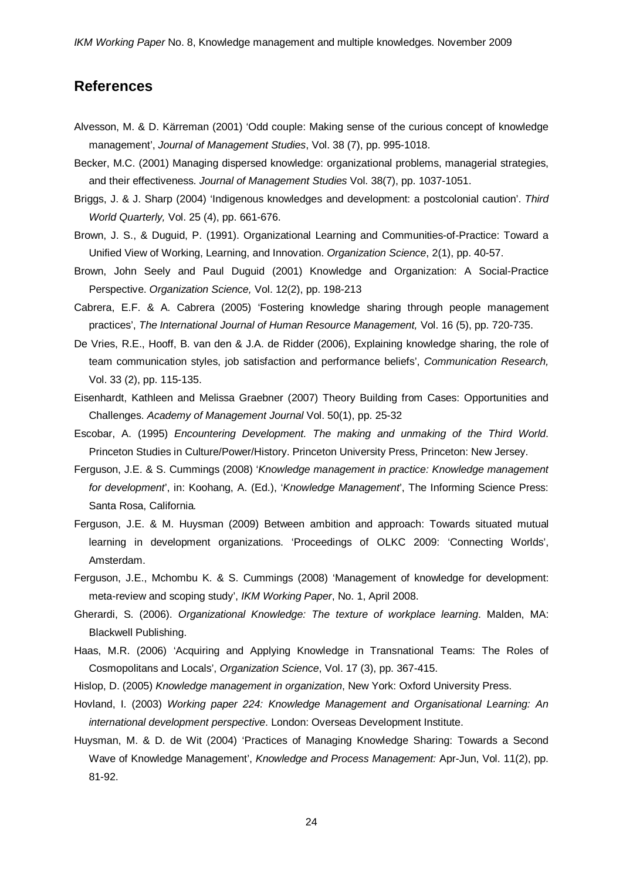## References

Alvesson, M. & D. Kärreman (2001) 'Odd couple: Making sense of the curious concept of knowledge management', *Journal of Management Studies*, Vol. 38 (7), pp. 995-1018.

Becker, M.C. (2001) Managing dispersed knowledge: organizational problems, managerial strategies, and their effectiveness. *Journal of Management Studies* Vol. 38(7), pp. 1037-1051.

Briggs, J. & J. Sharp (2004) 'Indigenous knowledges and development: a postcolonial caution'. *Third World Quarterly,* Vol. 25 (4), pp. 661-676.

Brown, J. S., & Duguid, P. (1991). Organizational Learning and Communities-of-Practice: Toward a Unified View of Working, Learning, and Innovation. *Organization Science*, 2(1), pp. 40-57.

Brown, John Seely and Paul Duguid (2001) Knowledge and Organization: A Social-Practice Perspective. *Organization Science,* Vol. 12(2), pp. 198-213

Cabrera, E.F. & A. Cabrera (2005) 'Fostering knowledge sharing through people management practices', *The International Journal of Human Resource Management,* Vol. 16 (5), pp. 720-735.

De Vries, R.E., Hooff, B. van den & J.A. de Ridder (2006), Explaining knowledge sharing, the role of team communication styles, job satisfaction and performance beliefs', *Communication Research,* Vol. 33 (2), pp. 115-135.

Eisenhardt, Kathleen and Melissa Graebner (2007) Theory Building from Cases: Opportunities and Challenges. *Academy of Management Journal* Vol. 50(1), pp. 25-32

Escobar, A. (1995) *Encountering Development. The making and unmaking of the Third World*. Princeton Studies in Culture/Power/History. Princeton University Press, Princeton: New Jersey.

Ferguson, J.E. & S. Cummings (2008) '*Knowledge management in practice: Knowledge management for development*', in: Koohang, A. (Ed.), '*Knowledge Management*', The Informing Science Press: Santa Rosa, California*.*

Ferguson, J.E. & M. Huysman (2009) Between ambition and approach: Towards situated mutual learning in development organizations. 'Proceedings of OLKC 2009: 'Connecting Worlds', Amsterdam.

Ferguson, J.E., Mchombu K. & S. Cummings (2008) 'Management of knowledge for development: meta-review and scoping study', *IKM Working Paper*, No. 1, April 2008.

Gherardi, S. (2006). *Organizational Knowledge: The texture of workplace learning*. Malden, MA: Blackwell Publishing.

Haas, M.R. (2006) 'Acquiring and Applying Knowledge in Transnational Teams: The Roles of Cosmopolitans and Locals', *Organization Science*, Vol. 17 (3), pp. 367-415.

Hislop, D. (2005) *Knowledge management in organization*, New York: Oxford University Press.

Hovland, I. (2003) *Working paper 224: Knowledge Management and Organisational Learning: An international development perspective*. London: Overseas Development Institute.

Huysman, M. & D. de Wit (2004) 'Practices of Managing Knowledge Sharing: Towards a Second Wave of Knowledge Management', *Knowledge and Process Management:* Apr-Jun, Vol. 11(2), pp. 81-92.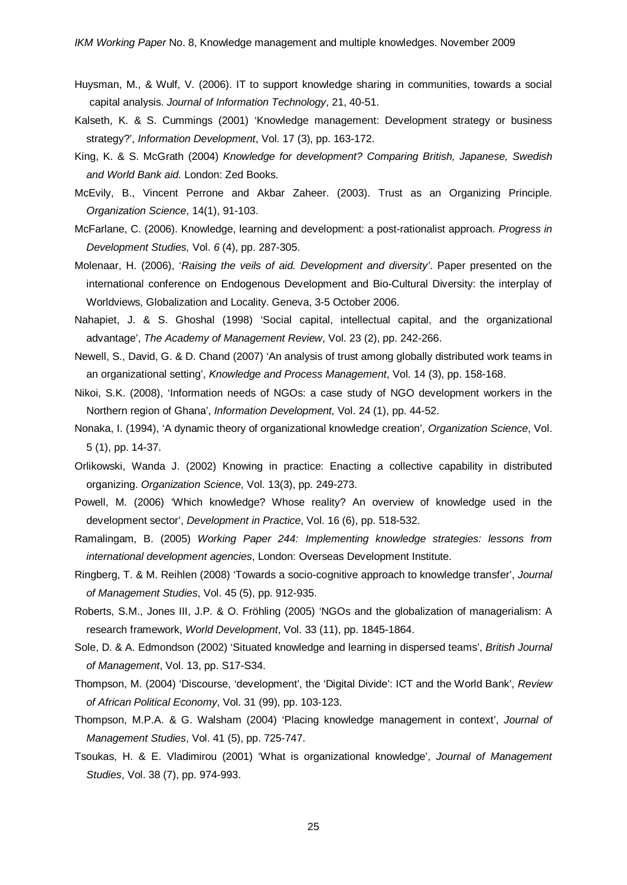Huysman, M., & Wulf, V. (2006). IT to support knowledge sharing in communities, towards a social capital analysis. *Journal of Information Technology*, 21, 40-51.

Kalseth, K. & S. Cummings (2001) 'Knowledge management: Development strategy or business strategy?', *Information Development*, Vol. 17 (3), pp. 163-172.

King, K. & S. McGrath (2004) *Knowledge for development? Comparing British, Japanese, Swedish and World Bank aid.* London: Zed Books.

McEvily, B., Vincent Perrone and Akbar Zaheer. (2003). Trust as an Organizing Principle. *Organization Science*, 14(1), 91-103.

McFarlane, C. (2006). Knowledge, learning and development: a post-rationalist approach. *Progress in Development Studies,* Vol. *6* (4), pp. 287-305.

Molenaar, H. (2006), '*Raising the veils of aid. Development and diversity'*. Paper presented on the international conference on Endogenous Development and Bio-Cultural Diversity: the interplay of Worldviews, Globalization and Locality. Geneva, 3-5 October 2006.

Nahapiet, J. & S. Ghoshal (1998) 'Social capital, intellectual capital, and the organizational advantage', *The Academy of Management Review*, Vol. 23 (2), pp. 242-266.

Newell, S., David, G. & D. Chand (2007) 'An analysis of trust among globally distributed work teams in an organizational setting', *Knowledge and Process Management*, Vol. 14 (3), pp. 158-168.

Nikoi, S.K. (2008), 'Information needs of NGOs: a case study of NGO development workers in the Northern region of Ghana', *Information Development,* Vol. 24 (1), pp. 44-52.

Nonaka, I. (1994), 'A dynamic theory of organizational knowledge creation', *Organization Science*, Vol. 5 (1), pp. 14-37.

Orlikowski, Wanda J. (2002) Knowing in practice: Enacting a collective capability in distributed organizing. *Organization Science*, Vol. 13(3), pp. 249-273.

Powell, M. (2006) 'Which knowledge? Whose reality? An overview of knowledge used in the development sector', *Development in Practice*, Vol. 16 (6), pp. 518-532.

Ramalingam, B. (2005) *Working Paper 244: Implementing knowledge strategies: lessons from international development agencies*, London: Overseas Development Institute.

Ringberg, T. & M. Reihlen (2008) 'Towards a socio-cognitive approach to knowledge transfer', *Journal of Management Studies*, Vol. 45 (5), pp. 912-935.

Roberts, S.M., Jones III, J.P. & O. Fröhling (2005) 'NGOs and the globalization of managerialism: A research framework, *World Development*, Vol. 33 (11), pp. 1845-1864.

Sole, D. & A. Edmondson (2002) 'Situated knowledge and learning in dispersed teams', *British Journal of Management*, Vol. 13, pp. S17-S34.

Thompson, M. (2004) 'Discourse, 'development', the 'Digital Divide': ICT and the World Bank', *Review of African Political Economy*, Vol. 31 (99), pp. 103-123.

Thompson, M.P.A. & G. Walsham (2004) 'Placing knowledge management in context', *Journal of Management Studies*, Vol. 41 (5), pp. 725-747.

Tsoukas, H. & E. Vladimirou (2001) 'What is organizational knowledge', *Journal of Management Studies*, Vol. 38 (7), pp. 974-993.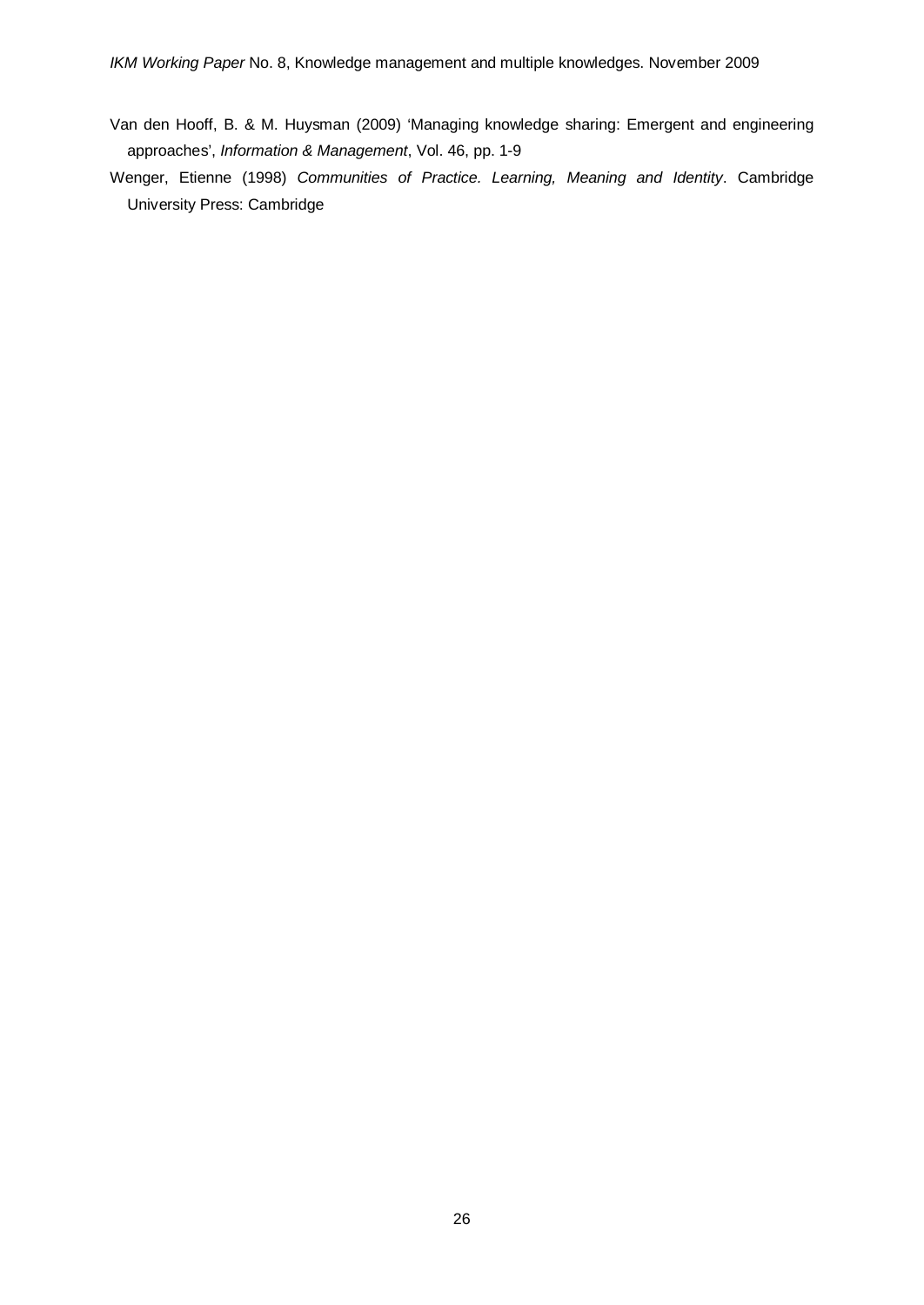Van den Hooff, B. & M. Huysman (2009) 'Managing knowledge sharing: Emergent and engineering approaches', *Information & Management*, Vol. 46, pp. 1-9

Wenger, Etienne (1998) *Communities of Practice. Learning, Meaning and Identity*. Cambridge University Press: Cambridge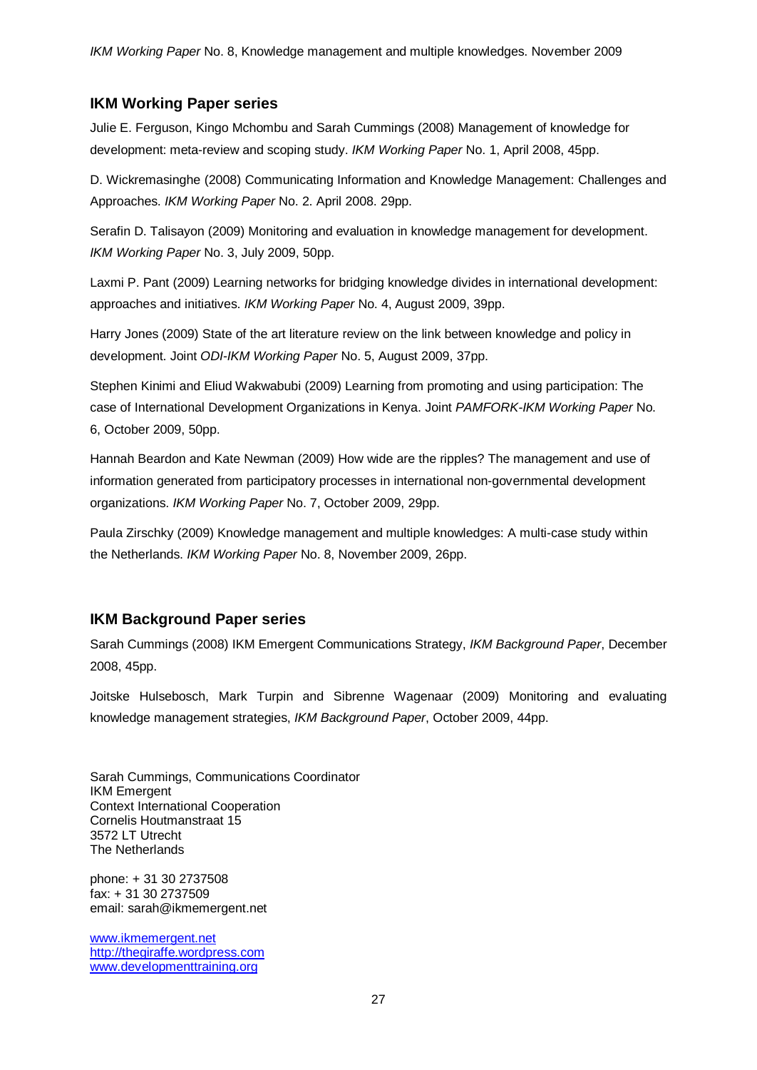## IKM Working Paper series

Julie E. Ferguson, Kingo Mchombu and Sarah Cummings (2008) Management of knowledge for development: meta-review and scoping study. *IKM Working Paper* No. 1, April 2008, 45pp.

D. Wickremasinghe (2008) Communicating Information and Knowledge Management: Challenges and Approaches. *IKM Working Paper* No. 2. April 2008. 29pp.

Serafin D. Talisayon (2009) Monitoring and evaluation in knowledge management for development. *IKM Working Paper* No. 3, July 2009, 50pp.

Laxmi P. Pant (2009) Learning networks for bridging knowledge divides in international development: approaches and initiatives. *IKM Working Paper* No. 4, August 2009, 39pp.

Harry Jones (2009) State of the art literature review on the link between knowledge and policy in development. Joint *ODI-IKM Working Paper* No. 5, August 2009, 37pp.

Stephen Kinimi and Eliud Wakwabubi (2009) Learning from promoting and using participation: The case of International Development Organizations in Kenya. Joint *PAMFORK-IKM Working Paper* No. 6, October 2009, 50pp.

Hannah Beardon and Kate Newman (2009) How wide are the ripples? The management and use of information generated from participatory processes in international non-governmental development organizations. *IKM Working Paper* No. 7, October 2009, 29pp.

Paula Zirschky (2009) Knowledge management and multiple knowledges: A multi-case study within the Netherlands. *IKM Working Paper* No. 8, November 2009, 26pp.

## IKM Background Paper series

Sarah Cummings (2008) IKM Emergent Communications Strategy, *IKM Background Paper*, December 2008, 45pp.

Joitske Hulsebosch, Mark Turpin and Sibrenne Wagenaar (2009) Monitoring and evaluating knowledge management strategies, *IKM Background Paper*, October 2009, 44pp.

Sarah Cummings, Communications Coordinator
IKM Emergent
Context International Cooperation
Cornelis Houtmanstraat 15
3572 LT Utrecht
The Netherlands

phone: + 31 30 2737508
fax: + 31 30 2737509
email: sarah@ikmemergent.net

www.ikmemergent.net
http://thegiraffe.wordpress.com
www.developmenttraining.org